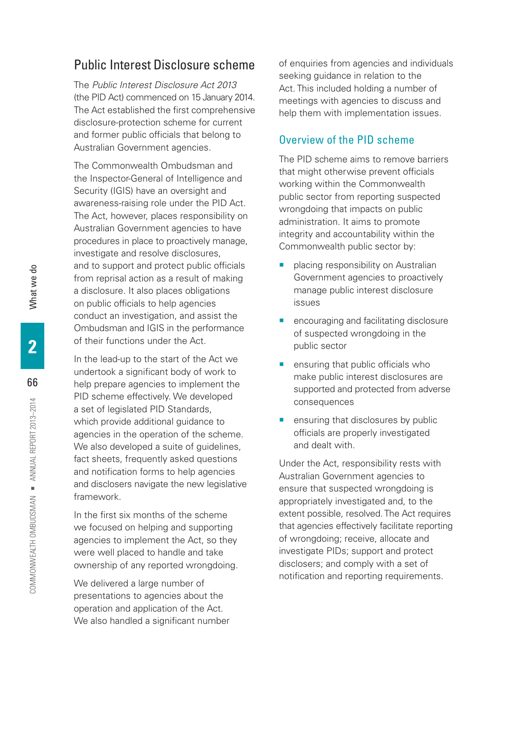## Public Interest Disclosure scheme

The *Public Interest Disclosure Act 2013* (the PID Act) commenced on 15 January 2014. The Act established the first comprehensive disclosure-protection scheme for current and former public officials that belong to Australian Government agencies.

The Commonwealth Ombudsman and the Inspector-General of Intelligence and Security (IGIS) have an oversight and awareness-raising role under the PID Act. The Act, however, places responsibility on Australian Government agencies to have procedures in place to proactively manage, investigate and resolve disclosures, and to support and protect public officials from reprisal action as a result of making a disclosure. It also places obligations on public officials to help agencies conduct an investigation, and assist the Ombudsman and IGIS in the performance of their functions under the Act.

In the lead-up to the start of the Act we undertook a significant body of work to help prepare agencies to implement the PID scheme effectively. We developed a set of legislated PID Standards, which provide additional guidance to agencies in the operation of the scheme. We also developed a suite of guidelines, fact sheets, frequently asked questions and notification forms to help agencies and disclosers navigate the new legislative framework.

In the first six months of the scheme we focused on helping and supporting agencies to implement the Act, so they were well placed to handle and take ownership of any reported wrongdoing.

We delivered a large number of presentations to agencies about the operation and application of the Act. We also handled a significant number of enquiries from agencies and individuals seeking guidance in relation to the Act. This included holding a number of meetings with agencies to discuss and help them with implementation issues.

### Overview of the PID scheme

The PID scheme aims to remove barriers that might otherwise prevent officials working within the Commonwealth public sector from reporting suspected wrongdoing that impacts on public administration. It aims to promote integrity and accountability within the Commonwealth public sector by:

- placing responsibility on Australian Government agencies to proactively manage public interest disclosure issues
- encouraging and facilitating disclosure of suspected wrongdoing in the public sector
- ensuring that public officials who make public interest disclosures are supported and protected from adverse consequences
- ensuring that disclosures by public officials are properly investigated and dealt with.

Under the Act, responsibility rests with Australian Government agencies to ensure that suspected wrongdoing is appropriately investigated and, to the extent possible, resolved. The Act requires that agencies effectively facilitate reporting of wrongdoing; receive, allocate and investigate PIDs; support and protect disclosers; and comply with a set of notification and reporting requirements.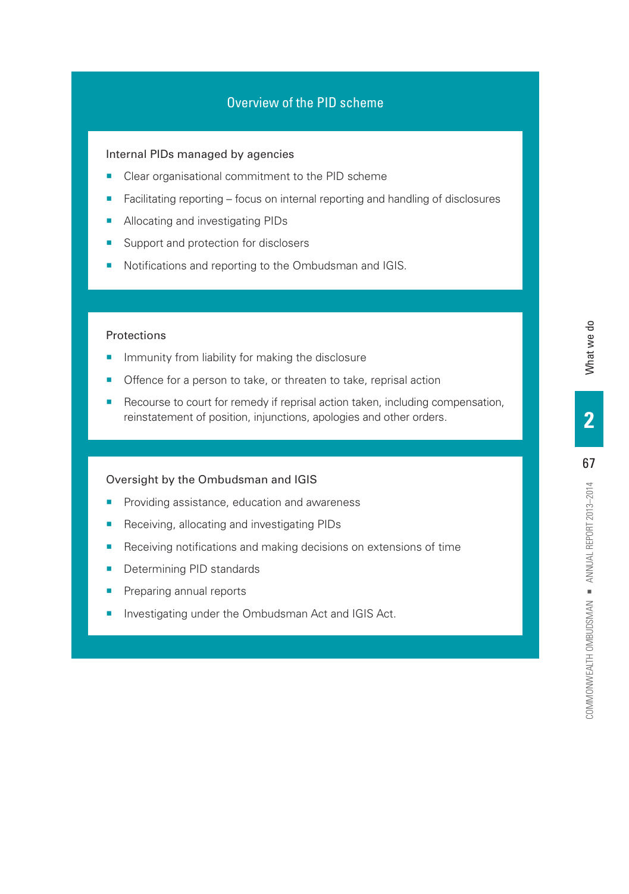## Overview of the PID scheme

### Internal PIDs managed by agencies

- Clear organisational commitment to the PID scheme
- Facilitating reporting – focus on internal reporting and handling of disclosures
- Allocating and investigating PIDs
- Support and protection for disclosers
- Notifications and reporting to the Ombudsman and IGIS.

### Protections

- Immunity from liability for making the disclosure
- Offence for a person to take, or threaten to take, reprisal action
- Recourse to court for remedy if reprisal action taken, including compensation, reinstatement of position, injunctions, apologies and other orders.

### Oversight by the Ombudsman and IGIS

- Providing assistance, education and awareness
- Receiving, allocating and investigating PIDs
- Receiving notifications and making decisions on extensions of time
- Determining PID standards
- Preparing annual reports
- Investigating under the Ombudsman Act and IGIS Act.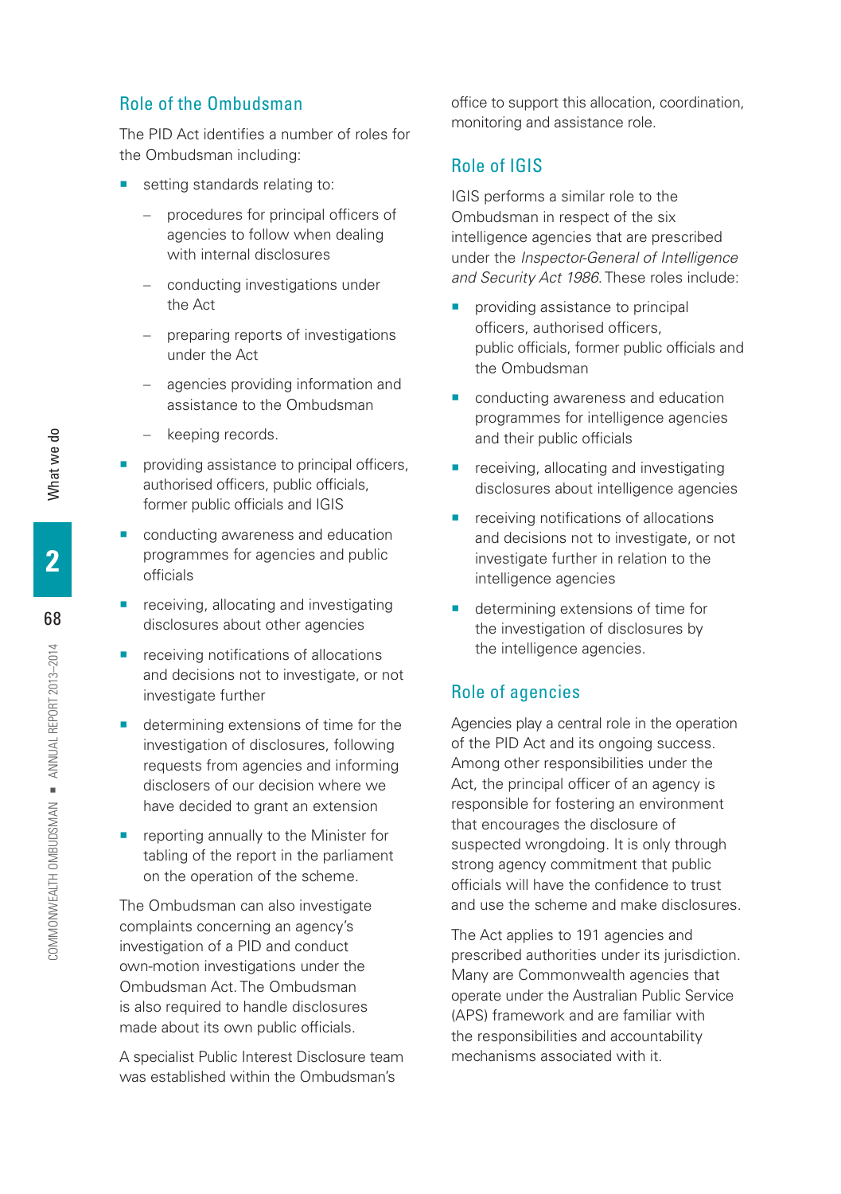## Role of the Ombudsman

The PID Act identifies a number of roles for the Ombudsman including:

- setting standards relating to:
  - procedures for principal officers of agencies to follow when dealing with internal disclosures
  - conducting investigations under the Act
  - preparing reports of investigations under the Act
  - agencies providing information and assistance to the Ombudsman
  - keeping records.
- providing assistance to principal officers, authorised officers, public officials, former public officials and IGIS
- conducting awareness and education programmes for agencies and public officials
- receiving, allocating and investigating disclosures about other agencies
- receiving notifications of allocations and decisions not to investigate, or not investigate further
- determining extensions of time for the investigation of disclosures, following requests from agencies and informing disclosers of our decision where we have decided to grant an extension
- reporting annually to the Minister for tabling of the report in the parliament on the operation of the scheme.

The Ombudsman can also investigate complaints concerning an agency's investigation of a PID and conduct own-motion investigations under the Ombudsman Act. The Ombudsman is also required to handle disclosures made about its own public officials.

A specialist Public Interest Disclosure team was established within the Ombudsman's office to support this allocation, coordination, monitoring and assistance role.

## Role of IGIS

IGIS performs a similar role to the Ombudsman in respect of the six intelligence agencies that are prescribed under the *Inspector-General of Intelligence and Security Act 1986*. These roles include:

- providing assistance to principal officers, authorised officers, public officials, former public officials and the Ombudsman
- conducting awareness and education programmes for intelligence agencies and their public officials
- receiving, allocating and investigating disclosures about intelligence agencies
- receiving notifications of allocations and decisions not to investigate, or not investigate further in relation to the intelligence agencies
- determining extensions of time for the investigation of disclosures by the intelligence agencies.

## Role of agencies

Agencies play a central role in the operation of the PID Act and its ongoing success. Among other responsibilities under the Act, the principal officer of an agency is responsible for fostering an environment that encourages the disclosure of suspected wrongdoing. It is only through strong agency commitment that public officials will have the confidence to trust and use the scheme and make disclosures.

The Act applies to 191 agencies and prescribed authorities under its jurisdiction. Many are Commonwealth agencies that operate under the Australian Public Service (APS) framework and are familiar with the responsibilities and accountability mechanisms associated with it.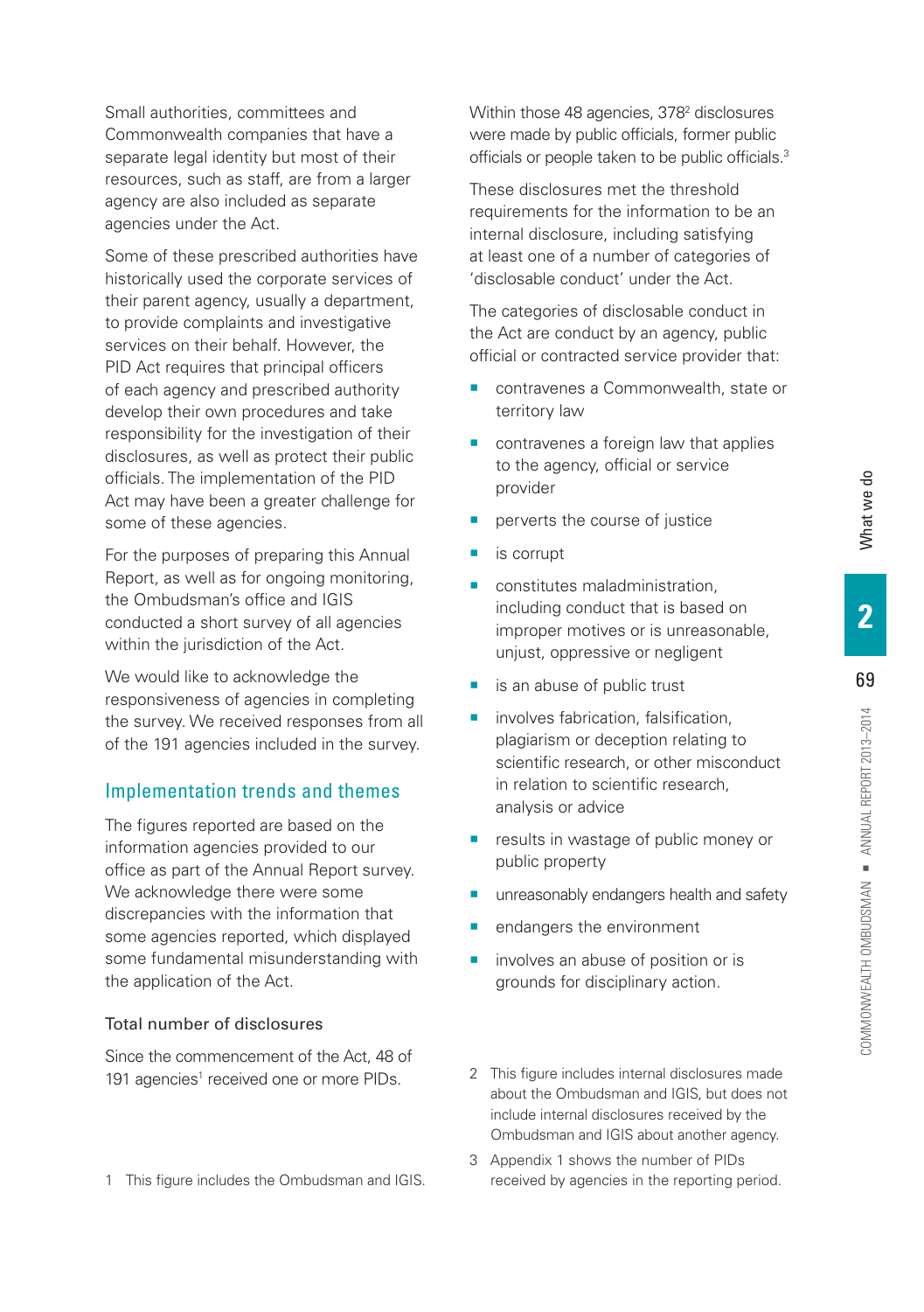Small authorities, committees and Commonwealth companies that have a separate legal identity but most of their resources, such as staff, are from a larger agency are also included as separate agencies under the Act.

Some of these prescribed authorities have historically used the corporate services of their parent agency, usually a department, to provide complaints and investigative services on their behalf. However, the PID Act requires that principal officers of each agency and prescribed authority develop their own procedures and take responsibility for the investigation of their disclosures, as well as protect their public officials. The implementation of the PID Act may have been a greater challenge for some of these agencies.

For the purposes of preparing this Annual Report, as well as for ongoing monitoring, the Ombudsman's office and IGIS conducted a short survey of all agencies within the jurisdiction of the Act.

We would like to acknowledge the responsiveness of agencies in completing the survey. We received responses from all of the 191 agencies included in the survey.

## Implementation trends and themes

The figures reported are based on the information agencies provided to our office as part of the Annual Report survey. We acknowledge there were some discrepancies with the information that some agencies reported, which displayed some fundamental misunderstanding with the application of the Act.

### Total number of disclosures

Since the commencement of the Act, 48 of 191 agencies[1] received one or more PIDs.

Within those 48 agencies, 378[2] disclosures were made by public officials, former public officials or people taken to be public officials.[3]

These disclosures met the threshold requirements for the information to be an internal disclosure, including satisfying at least one of a number of categories of 'disclosable conduct' under the Act.

The categories of disclosable conduct in the Act are conduct by an agency, public official or contracted service provider that:

- contravenes a Commonwealth, state or territory law
- contravenes a foreign law that applies to the agency, official or service provider
- perverts the course of justice
- is corrupt
- constitutes maladministration, including conduct that is based on improper motives or is unreasonable, unjust, oppressive or negligent
- is an abuse of public trust
- involves fabrication, falsification, plagiarism or deception relating to scientific research, or other misconduct in relation to scientific research, analysis or advice
- results in wastage of public money or public property
- unreasonably endangers health and safety
- endangers the environment
- involves an abuse of position or is grounds for disciplinary action.

1 This figure includes the Ombudsman and IGIS.

2 This figure includes internal disclosures made about the Ombudsman and IGIS, but does not include internal disclosures received by the Ombudsman and IGIS about another agency.

3 Appendix 1 shows the number of PIDs received by agencies in the reporting period.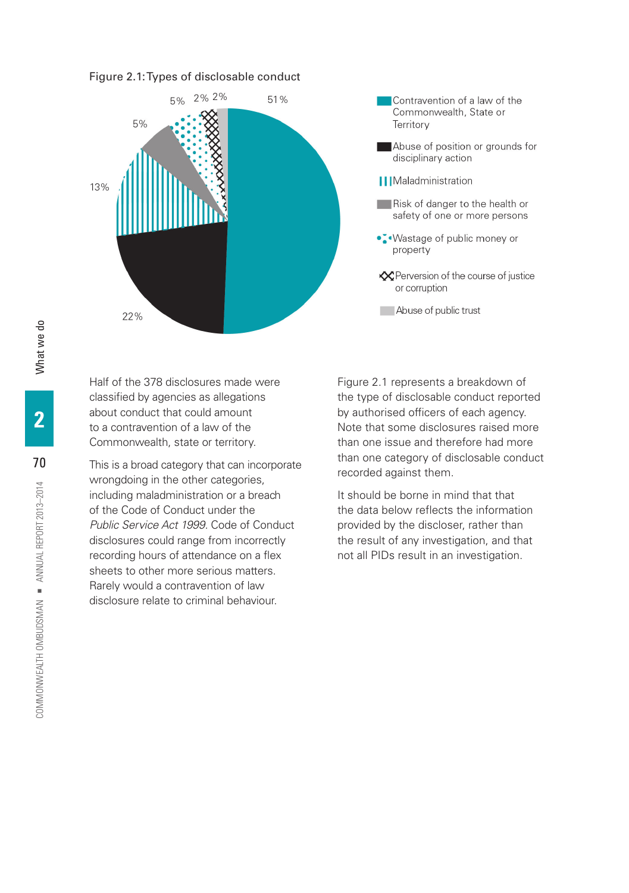Figure 2.1: Types of disclosable conduct

| Type of disclosable conduct | Percentage |
|---|---|
| Contravention of a law of the Commonwealth, State or Territory | 51% |
| Abuse of position or grounds for disciplinary action | 22% |
| Maladministration | 13% |
| Risk of danger to the health or safety of one or more persons | 5% |
| Wastage of public money or property | 5% |
| Perversion of the course of justice or corruption | 2% |
| Abuse of public trust | 2% |

Half of the 378 disclosures made were classified by agencies as allegations about conduct that could amount to a contravention of a law of the Commonwealth, state or territory.

This is a broad category that can incorporate wrongdoing in the other categories, including maladministration or a breach of the Code of Conduct under the *Public Service Act 1999*. Code of Conduct disclosures could range from incorrectly recording hours of attendance on a flex sheets to other more serious matters. Rarely would a contravention of law disclosure relate to criminal behaviour.

Figure 2.1 represents a breakdown of the type of disclosable conduct reported by authorised officers of each agency. Note that some disclosures raised more than one issue and therefore had more than one category of disclosable conduct recorded against them.

It should be borne in mind that that the data below reflects the information provided by the discloser, rather than the result of any investigation, and that not all PIDs result in an investigation.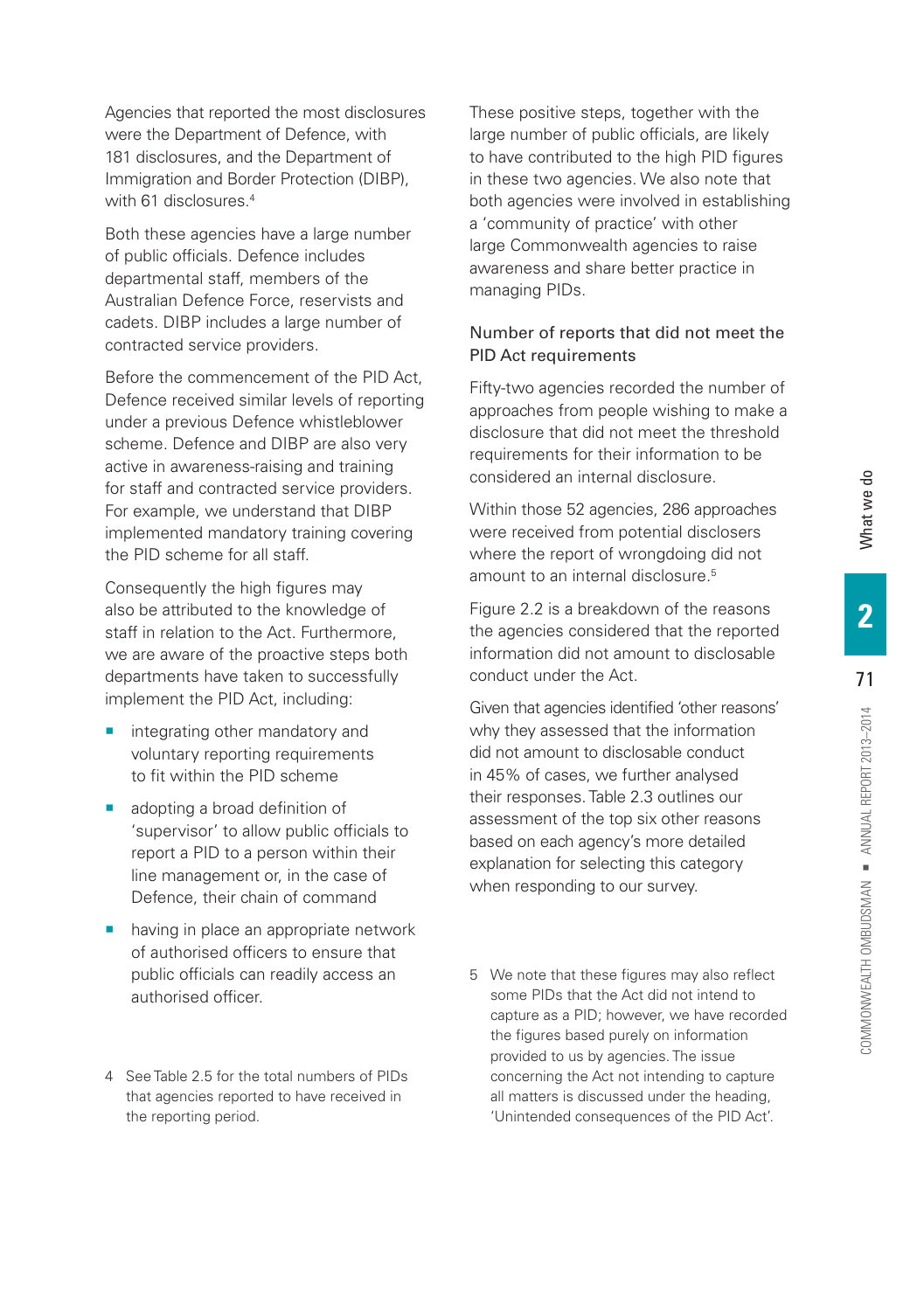Agencies that reported the most disclosures were the Department of Defence, with 181 disclosures, and the Department of Immigration and Border Protection (DIBP), with 61 disclosures.[4]

Both these agencies have a large number of public officials. Defence includes departmental staff, members of the Australian Defence Force, reservists and cadets. DIBP includes a large number of contracted service providers.

Before the commencement of the PID Act, Defence received similar levels of reporting under a previous Defence whistleblower scheme. Defence and DIBP are also very active in awareness-raising and training for staff and contracted service providers. For example, we understand that DIBP implemented mandatory training covering the PID scheme for all staff.

Consequently the high figures may also be attributed to the knowledge of staff in relation to the Act. Furthermore, we are aware of the proactive steps both departments have taken to successfully implement the PID Act, including:

- integrating other mandatory and voluntary reporting requirements to fit within the PID scheme
- adopting a broad definition of 'supervisor' to allow public officials to report a PID to a person within their line management or, in the case of Defence, their chain of command
- having in place an appropriate network of authorised officers to ensure that public officials can readily access an authorised officer.

These positive steps, together with the large number of public officials, are likely to have contributed to the high PID figures in these two agencies. We also note that both agencies were involved in establishing a 'community of practice' with other large Commonwealth agencies to raise awareness and share better practice in managing PIDs.

### Number of reports that did not meet the PID Act requirements

Fifty-two agencies recorded the number of approaches from people wishing to make a disclosure that did not meet the threshold requirements for their information to be considered an internal disclosure.

Within those 52 agencies, 286 approaches were received from potential disclosers where the report of wrongdoing did not amount to an internal disclosure.[5]

Figure 2.2 is a breakdown of the reasons the agencies considered that the reported information did not amount to disclosable conduct under the Act.

Given that agencies identified 'other reasons' why they assessed that the information did not amount to disclosable conduct in 45% of cases, we further analysed their responses. Table 2.3 outlines our assessment of the top six other reasons based on each agency's more detailed explanation for selecting this category when responding to our survey.

---

4 See Table 2.5 for the total numbers of PIDs that agencies reported to have received in the reporting period.

5 We note that these figures may also reflect some PIDs that the Act did not intend to capture as a PID; however, we have recorded the figures based purely on information provided to us by agencies. The issue concerning the Act not intending to capture all matters is discussed under the heading, 'Unintended consequences of the PID Act'.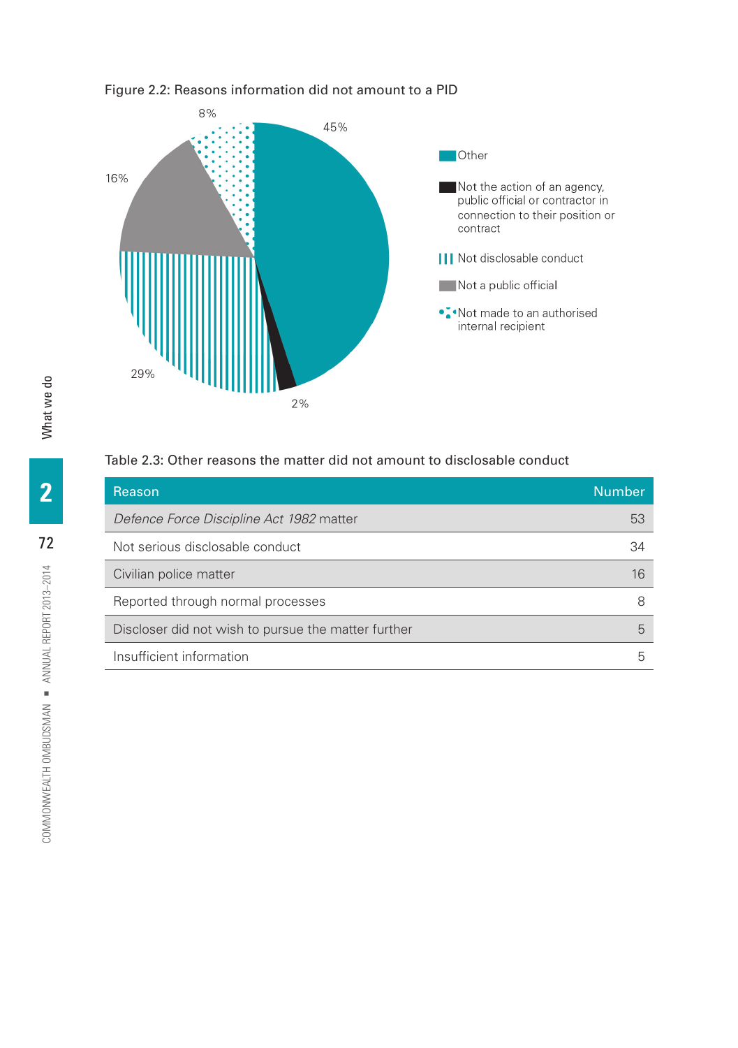Figure 2.2: Reasons information did not amount to a PID

- Other: 45%
- Not the action of an agency, public official or contractor in connection to their position or contract: 2%
- Not disclosable conduct: 29%
- Not a public official: 16%
- Not made to an authorised internal recipient: 8%

Table 2.3: Other reasons the matter did not amount to disclosable conduct

| Reason | Number |
|---|---|
| *Defence Force Discipline Act 1982* matter | 53 |
| Not serious disclosable conduct | 34 |
| Civilian police matter | 16 |
| Reported through normal processes | 8 |
| Discloser did not wish to pursue the matter further | 5 |
| Insufficient information | 5 |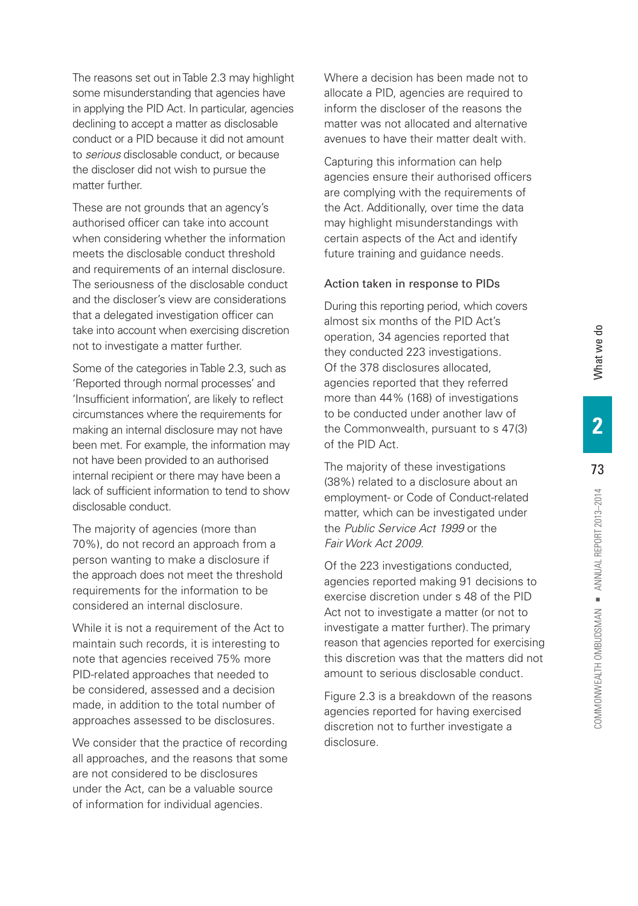The reasons set out in Table 2.3 may highlight some misunderstanding that agencies have in applying the PID Act. In particular, agencies declining to accept a matter as disclosable conduct or a PID because it did not amount to *serious* disclosable conduct, or because the discloser did not wish to pursue the matter further.

These are not grounds that an agency's authorised officer can take into account when considering whether the information meets the disclosable conduct threshold and requirements of an internal disclosure. The seriousness of the disclosable conduct and the discloser's view are considerations that a delegated investigation officer can take into account when exercising discretion not to investigate a matter further.

Some of the categories in Table 2.3, such as 'Reported through normal processes' and 'Insufficient information', are likely to reflect circumstances where the requirements for making an internal disclosure may not have been met. For example, the information may not have been provided to an authorised internal recipient or there may have been a lack of sufficient information to tend to show disclosable conduct.

The majority of agencies (more than 70%), do not record an approach from a person wanting to make a disclosure if the approach does not meet the threshold requirements for the information to be considered an internal disclosure.

While it is not a requirement of the Act to maintain such records, it is interesting to note that agencies received 75% more PID-related approaches that needed to be considered, assessed and a decision made, in addition to the total number of approaches assessed to be disclosures.

We consider that the practice of recording all approaches, and the reasons that some are not considered to be disclosures under the Act, can be a valuable source of information for individual agencies.

Where a decision has been made not to allocate a PID, agencies are required to inform the discloser of the reasons the matter was not allocated and alternative avenues to have their matter dealt with.

Capturing this information can help agencies ensure their authorised officers are complying with the requirements of the Act. Additionally, over time the data may highlight misunderstandings with certain aspects of the Act and identify future training and guidance needs.

### Action taken in response to PIDs

During this reporting period, which covers almost six months of the PID Act's operation, 34 agencies reported that they conducted 223 investigations. Of the 378 disclosures allocated, agencies reported that they referred more than 44% (168) of investigations to be conducted under another law of the Commonwealth, pursuant to s 47(3) of the PID Act.

The majority of these investigations (38%) related to a disclosure about an employment- or Code of Conduct-related matter, which can be investigated under the *Public Service Act 1999* or the *Fair Work Act 2009*.

Of the 223 investigations conducted, agencies reported making 91 decisions to exercise discretion under s 48 of the PID Act not to investigate a matter (or not to investigate a matter further). The primary reason that agencies reported for exercising this discretion was that the matters did not amount to serious disclosable conduct.

Figure 2.3 is a breakdown of the reasons agencies reported for having exercised discretion not to further investigate a disclosure.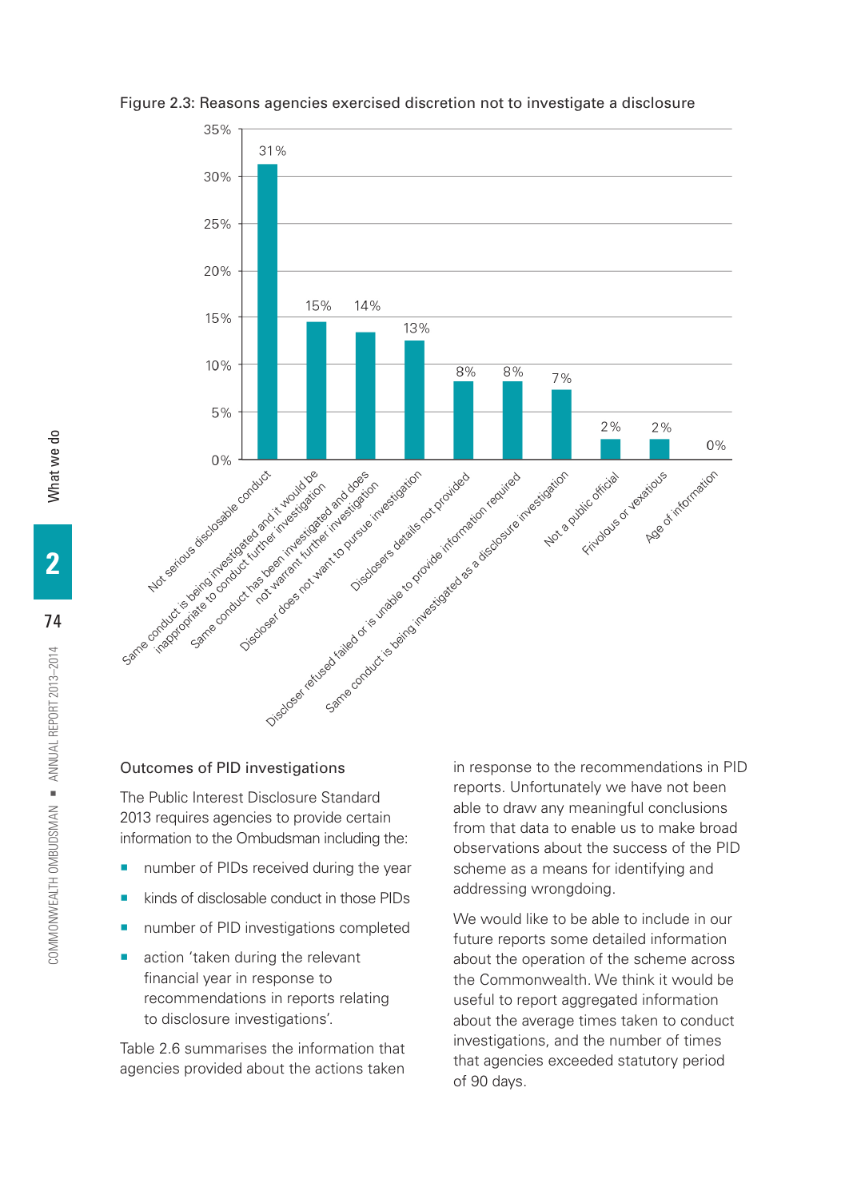Figure 2.3: Reasons agencies exercised discretion not to investigate a disclosure

| Reason | Percentage |
| --- | --- |
| Not serious disclosable conduct | 31% |
| Same conduct is being investigated and it would be inappropriate to conduct further investigation | 15% |
| Same conduct has been investigated and does not warrant further investigation | 14% |
| Discloser does not want to pursue investigation | 13% |
| Disclosers details not provided | 8% |
| Discloser refused failed or is unable to provide information required | 8% |
| Same conduct is being investigated as a disclosure investigation | 7% |
| Not a public official | 2% |
| Frivolous or vexatious | 2% |
| Age of information | 0% |

### Outcomes of PID investigations

The Public Interest Disclosure Standard 2013 requires agencies to provide certain information to the Ombudsman including the:

- number of PIDs received during the year
- kinds of disclosable conduct in those PIDs
- number of PID investigations completed
- action 'taken during the relevant financial year in response to recommendations in reports relating to disclosure investigations'.

Table 2.6 summarises the information that agencies provided about the actions taken in response to the recommendations in PID reports. Unfortunately we have not been able to draw any meaningful conclusions from that data to enable us to make broad observations about the success of the PID scheme as a means for identifying and addressing wrongdoing.

We would like to be able to include in our future reports some detailed information about the operation of the scheme across the Commonwealth. We think it would be useful to report aggregated information about the average times taken to conduct investigations, and the number of times that agencies exceeded statutory period of 90 days.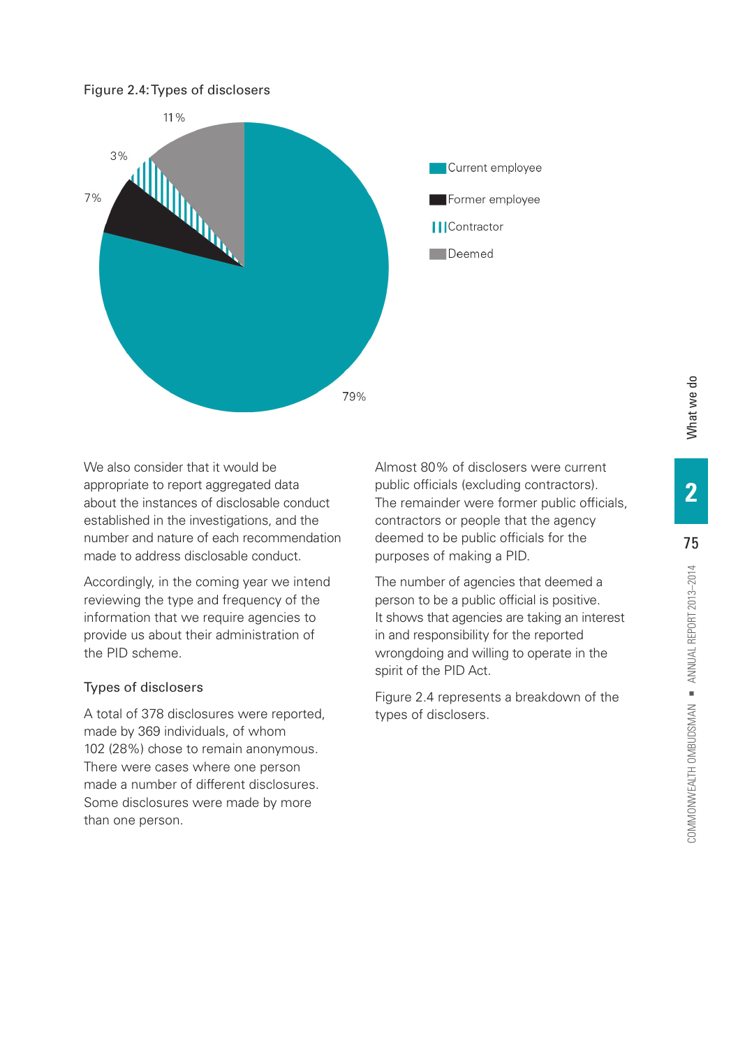Figure 2.4: Types of disclosers

| Type | Percentage |
| --- | --- |
| Current employee | 79% |
| Former employee | 7% |
| Contractor | 3% |
| Deemed | 11% |

We also consider that it would be appropriate to report aggregated data about the instances of disclosable conduct established in the investigations, and the number and nature of each recommendation made to address disclosable conduct.

Accordingly, in the coming year we intend reviewing the type and frequency of the information that we require agencies to provide us about their administration of the PID scheme.

### Types of disclosers

A total of 378 disclosures were reported, made by 369 individuals, of whom 102 (28%) chose to remain anonymous. There were cases where one person made a number of different disclosures. Some disclosures were made by more than one person.

Almost 80% of disclosers were current public officials (excluding contractors). The remainder were former public officials, contractors or people that the agency deemed to be public officials for the purposes of making a PID.

The number of agencies that deemed a person to be a public official is positive. It shows that agencies are taking an interest in and responsibility for the reported wrongdoing and willing to operate in the spirit of the PID Act.

Figure 2.4 represents a breakdown of the types of disclosers.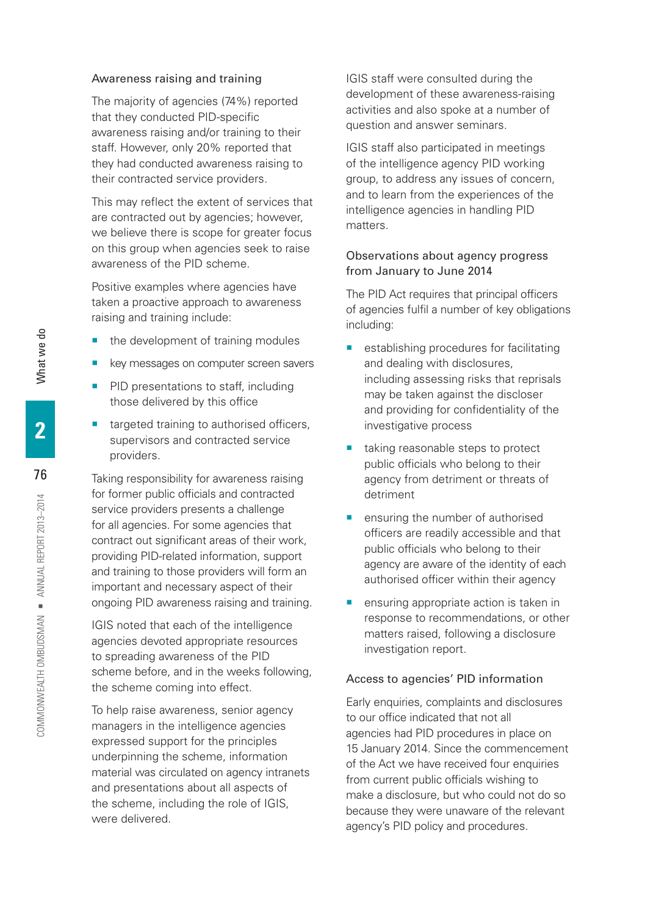### Awareness raising and training

The majority of agencies (74%) reported that they conducted PID-specific awareness raising and/or training to their staff. However, only 20% reported that they had conducted awareness raising to their contracted service providers.

This may reflect the extent of services that are contracted out by agencies; however, we believe there is scope for greater focus on this group when agencies seek to raise awareness of the PID scheme.

Positive examples where agencies have taken a proactive approach to awareness raising and training include:

- the development of training modules
- key messages on computer screen savers
- PID presentations to staff, including those delivered by this office
- targeted training to authorised officers, supervisors and contracted service providers.

Taking responsibility for awareness raising for former public officials and contracted service providers presents a challenge for all agencies. For some agencies that contract out significant areas of their work, providing PID-related information, support and training to those providers will form an important and necessary aspect of their ongoing PID awareness raising and training.

IGIS noted that each of the intelligence agencies devoted appropriate resources to spreading awareness of the PID scheme before, and in the weeks following, the scheme coming into effect.

To help raise awareness, senior agency managers in the intelligence agencies expressed support for the principles underpinning the scheme, information material was circulated on agency intranets and presentations about all aspects of the scheme, including the role of IGIS, were delivered.

IGIS staff were consulted during the development of these awareness-raising activities and also spoke at a number of question and answer seminars.

IGIS staff also participated in meetings of the intelligence agency PID working group, to address any issues of concern, and to learn from the experiences of the intelligence agencies in handling PID matters.

### Observations about agency progress from January to June 2014

The PID Act requires that principal officers of agencies fulfil a number of key obligations including:

- establishing procedures for facilitating and dealing with disclosures, including assessing risks that reprisals may be taken against the discloser and providing for confidentiality of the investigative process
- taking reasonable steps to protect public officials who belong to their agency from detriment or threats of detriment
- ensuring the number of authorised officers are readily accessible and that public officials who belong to their agency are aware of the identity of each authorised officer within their agency
- ensuring appropriate action is taken in response to recommendations, or other matters raised, following a disclosure investigation report.

### Access to agencies' PID information

Early enquiries, complaints and disclosures to our office indicated that not all agencies had PID procedures in place on 15 January 2014. Since the commencement of the Act we have received four enquiries from current public officials wishing to make a disclosure, but who could not do so because they were unaware of the relevant agency's PID policy and procedures.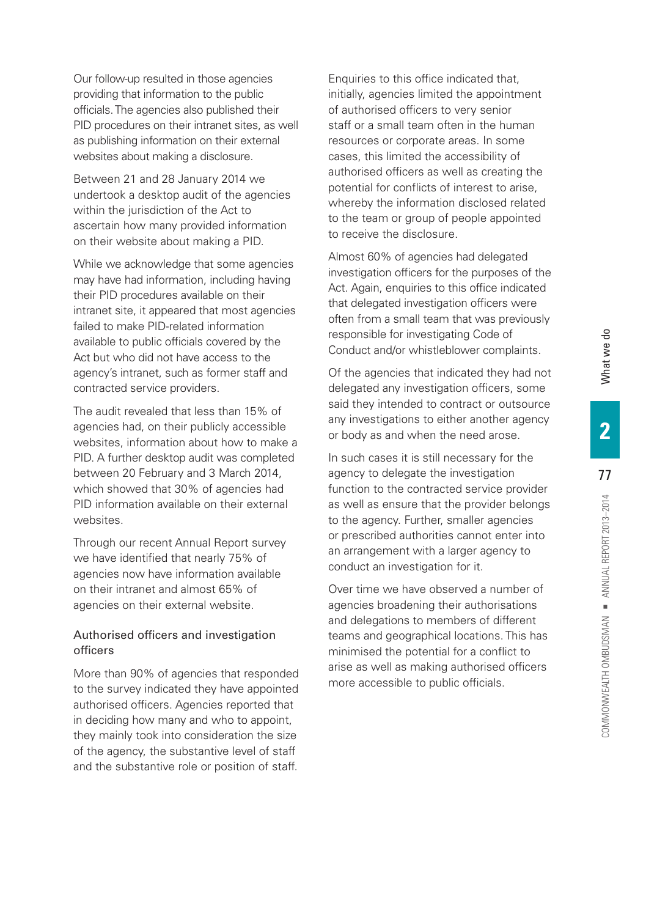Our follow-up resulted in those agencies providing that information to the public officials. The agencies also published their PID procedures on their intranet sites, as well as publishing information on their external websites about making a disclosure.

Between 21 and 28 January 2014 we undertook a desktop audit of the agencies within the jurisdiction of the Act to ascertain how many provided information on their website about making a PID.

While we acknowledge that some agencies may have had information, including having their PID procedures available on their intranet site, it appeared that most agencies failed to make PID-related information available to public officials covered by the Act but who did not have access to the agency's intranet, such as former staff and contracted service providers.

The audit revealed that less than 15% of agencies had, on their publicly accessible websites, information about how to make a PID. A further desktop audit was completed between 20 February and 3 March 2014, which showed that 30% of agencies had PID information available on their external websites.

Through our recent Annual Report survey we have identified that nearly 75% of agencies now have information available on their intranet and almost 65% of agencies on their external website.

### Authorised officers and investigation officers

More than 90% of agencies that responded to the survey indicated they have appointed authorised officers. Agencies reported that in deciding how many and who to appoint, they mainly took into consideration the size of the agency, the substantive level of staff and the substantive role or position of staff.

Enquiries to this office indicated that, initially, agencies limited the appointment of authorised officers to very senior staff or a small team often in the human resources or corporate areas. In some cases, this limited the accessibility of authorised officers as well as creating the potential for conflicts of interest to arise, whereby the information disclosed related to the team or group of people appointed to receive the disclosure.

Almost 60% of agencies had delegated investigation officers for the purposes of the Act. Again, enquiries to this office indicated that delegated investigation officers were often from a small team that was previously responsible for investigating Code of Conduct and/or whistleblower complaints.

Of the agencies that indicated they had not delegated any investigation officers, some said they intended to contract or outsource any investigations to either another agency or body as and when the need arose.

In such cases it is still necessary for the agency to delegate the investigation function to the contracted service provider as well as ensure that the provider belongs to the agency. Further, smaller agencies or prescribed authorities cannot enter into an arrangement with a larger agency to conduct an investigation for it.

Over time we have observed a number of agencies broadening their authorisations and delegations to members of different teams and geographical locations. This has minimised the potential for a conflict to arise as well as making authorised officers more accessible to public officials.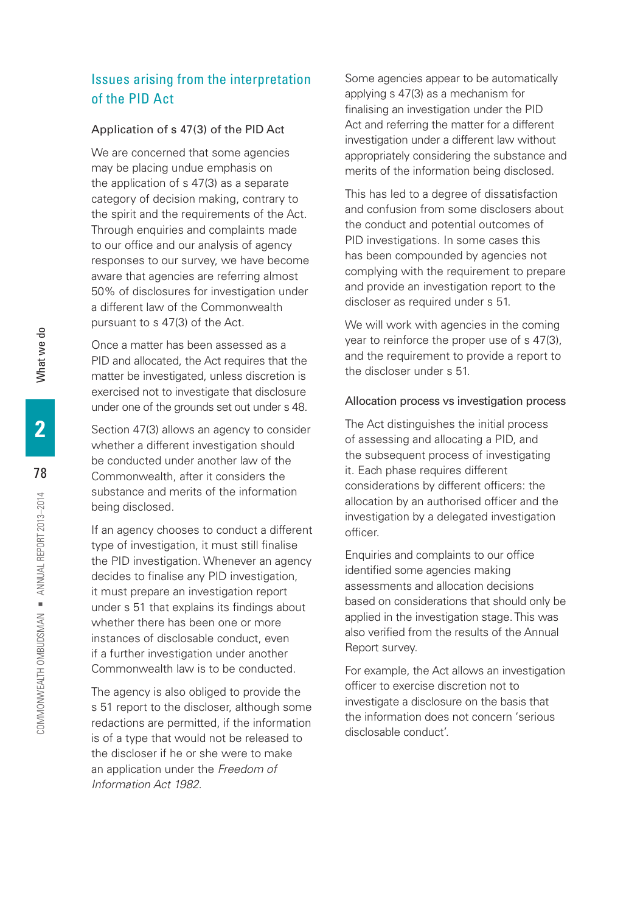## Issues arising from the interpretation of the PID Act

### Application of s 47(3) of the PID Act

We are concerned that some agencies may be placing undue emphasis on the application of s 47(3) as a separate category of decision making, contrary to the spirit and the requirements of the Act. Through enquiries and complaints made to our office and our analysis of agency responses to our survey, we have become aware that agencies are referring almost 50% of disclosures for investigation under a different law of the Commonwealth pursuant to s 47(3) of the Act.

Once a matter has been assessed as a PID and allocated, the Act requires that the matter be investigated, unless discretion is exercised not to investigate that disclosure under one of the grounds set out under s 48.

Section 47(3) allows an agency to consider whether a different investigation should be conducted under another law of the Commonwealth, after it considers the substance and merits of the information being disclosed.

If an agency chooses to conduct a different type of investigation, it must still finalise the PID investigation. Whenever an agency decides to finalise any PID investigation, it must prepare an investigation report under s 51 that explains its findings about whether there has been one or more instances of disclosable conduct, even if a further investigation under another Commonwealth law is to be conducted.

The agency is also obliged to provide the s 51 report to the discloser, although some redactions are permitted, if the information is of a type that would not be released to the discloser if he or she were to make an application under the *Freedom of Information Act 1982*.

Some agencies appear to be automatically applying s 47(3) as a mechanism for finalising an investigation under the PID Act and referring the matter for a different investigation under a different law without appropriately considering the substance and merits of the information being disclosed.

This has led to a degree of dissatisfaction and confusion from some disclosers about the conduct and potential outcomes of PID investigations. In some cases this has been compounded by agencies not complying with the requirement to prepare and provide an investigation report to the discloser as required under s 51.

We will work with agencies in the coming year to reinforce the proper use of s 47(3), and the requirement to provide a report to the discloser under s 51.

### Allocation process vs investigation process

The Act distinguishes the initial process of assessing and allocating a PID, and the subsequent process of investigating it. Each phase requires different considerations by different officers: the allocation by an authorised officer and the investigation by a delegated investigation officer.

Enquiries and complaints to our office identified some agencies making assessments and allocation decisions based on considerations that should only be applied in the investigation stage. This was also verified from the results of the Annual Report survey.

For example, the Act allows an investigation officer to exercise discretion not to investigate a disclosure on the basis that the information does not concern 'serious disclosable conduct'.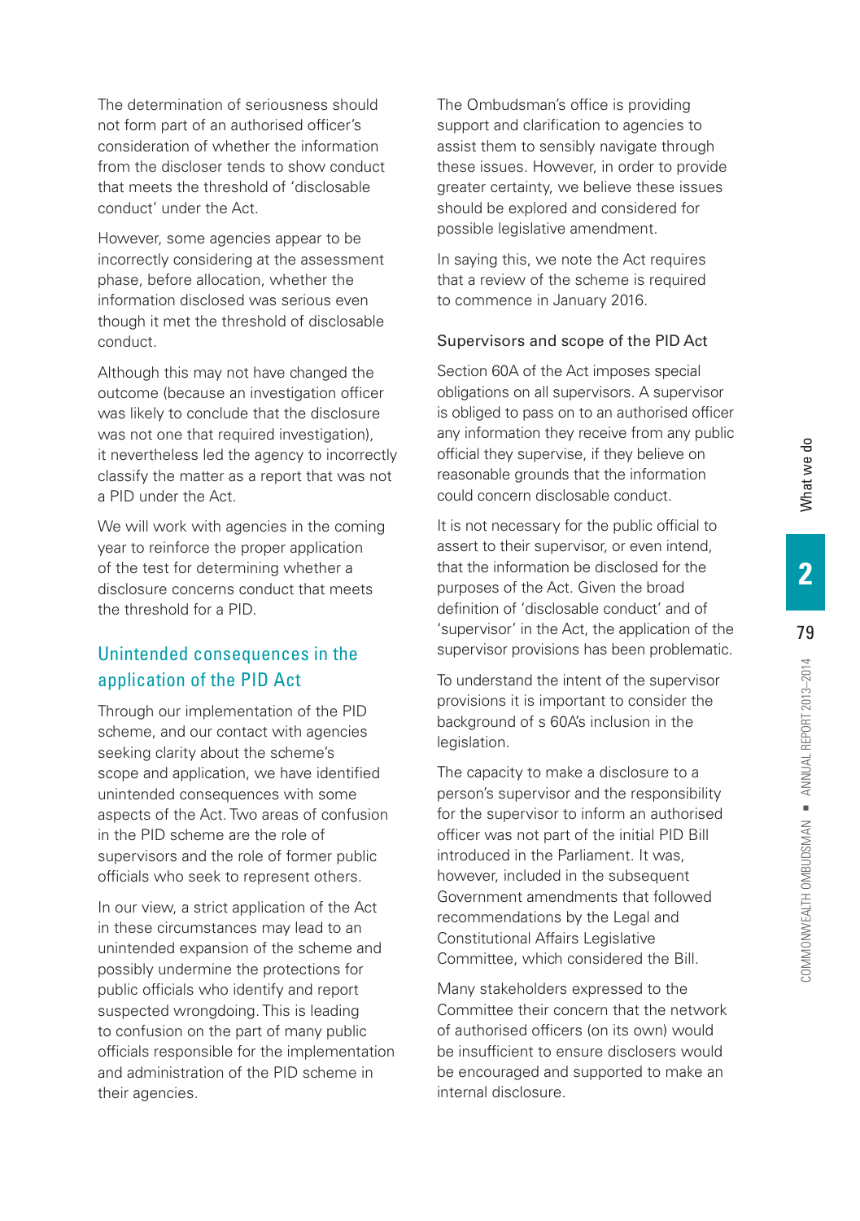The determination of seriousness should not form part of an authorised officer's consideration of whether the information from the discloser tends to show conduct that meets the threshold of 'disclosable conduct' under the Act.

However, some agencies appear to be incorrectly considering at the assessment phase, before allocation, whether the information disclosed was serious even though it met the threshold of disclosable conduct.

Although this may not have changed the outcome (because an investigation officer was likely to conclude that the disclosure was not one that required investigation), it nevertheless led the agency to incorrectly classify the matter as a report that was not a PID under the Act.

We will work with agencies in the coming year to reinforce the proper application of the test for determining whether a disclosure concerns conduct that meets the threshold for a PID.

## Unintended consequences in the application of the PID Act

Through our implementation of the PID scheme, and our contact with agencies seeking clarity about the scheme's scope and application, we have identified unintended consequences with some aspects of the Act. Two areas of confusion in the PID scheme are the role of supervisors and the role of former public officials who seek to represent others.

In our view, a strict application of the Act in these circumstances may lead to an unintended expansion of the scheme and possibly undermine the protections for public officials who identify and report suspected wrongdoing. This is leading to confusion on the part of many public officials responsible for the implementation and administration of the PID scheme in their agencies.

The Ombudsman's office is providing support and clarification to agencies to assist them to sensibly navigate through these issues. However, in order to provide greater certainty, we believe these issues should be explored and considered for possible legislative amendment.

In saying this, we note the Act requires that a review of the scheme is required to commence in January 2016.

### Supervisors and scope of the PID Act

Section 60A of the Act imposes special obligations on all supervisors. A supervisor is obliged to pass on to an authorised officer any information they receive from any public official they supervise, if they believe on reasonable grounds that the information could concern disclosable conduct.

It is not necessary for the public official to assert to their supervisor, or even intend, that the information be disclosed for the purposes of the Act. Given the broad definition of 'disclosable conduct' and of 'supervisor' in the Act, the application of the supervisor provisions has been problematic.

To understand the intent of the supervisor provisions it is important to consider the background of s 60A's inclusion in the legislation.

The capacity to make a disclosure to a person's supervisor and the responsibility for the supervisor to inform an authorised officer was not part of the initial PID Bill introduced in the Parliament. It was, however, included in the subsequent Government amendments that followed recommendations by the Legal and Constitutional Affairs Legislative Committee, which considered the Bill.

Many stakeholders expressed to the Committee their concern that the network of authorised officers (on its own) would be insufficient to ensure disclosers would be encouraged and supported to make an internal disclosure.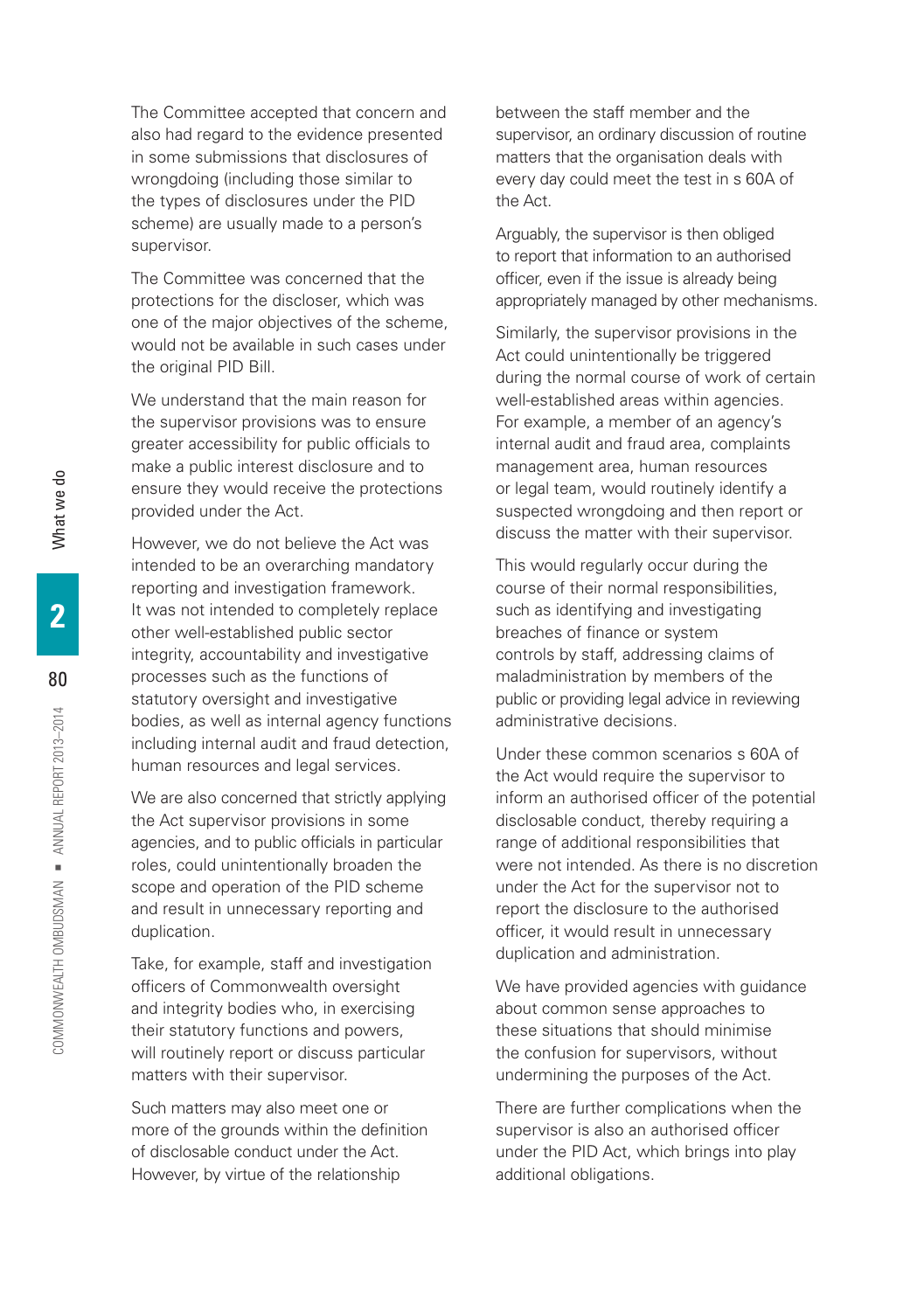The Committee accepted that concern and also had regard to the evidence presented in some submissions that disclosures of wrongdoing (including those similar to the types of disclosures under the PID scheme) are usually made to a person's supervisor.

The Committee was concerned that the protections for the discloser, which was one of the major objectives of the scheme, would not be available in such cases under the original PID Bill.

We understand that the main reason for the supervisor provisions was to ensure greater accessibility for public officials to make a public interest disclosure and to ensure they would receive the protections provided under the Act.

However, we do not believe the Act was intended to be an overarching mandatory reporting and investigation framework. It was not intended to completely replace other well-established public sector integrity, accountability and investigative processes such as the functions of statutory oversight and investigative bodies, as well as internal agency functions including internal audit and fraud detection, human resources and legal services.

We are also concerned that strictly applying the Act supervisor provisions in some agencies, and to public officials in particular roles, could unintentionally broaden the scope and operation of the PID scheme and result in unnecessary reporting and duplication.

Take, for example, staff and investigation officers of Commonwealth oversight and integrity bodies who, in exercising their statutory functions and powers, will routinely report or discuss particular matters with their supervisor.

Such matters may also meet one or more of the grounds within the definition of disclosable conduct under the Act. However, by virtue of the relationship between the staff member and the supervisor, an ordinary discussion of routine matters that the organisation deals with every day could meet the test in s 60A of the Act.

Arguably, the supervisor is then obliged to report that information to an authorised officer, even if the issue is already being appropriately managed by other mechanisms.

Similarly, the supervisor provisions in the Act could unintentionally be triggered during the normal course of work of certain well-established areas within agencies. For example, a member of an agency's internal audit and fraud area, complaints management area, human resources or legal team, would routinely identify a suspected wrongdoing and then report or discuss the matter with their supervisor.

This would regularly occur during the course of their normal responsibilities, such as identifying and investigating breaches of finance or system controls by staff, addressing claims of maladministration by members of the public or providing legal advice in reviewing administrative decisions.

Under these common scenarios s 60A of the Act would require the supervisor to inform an authorised officer of the potential disclosable conduct, thereby requiring a range of additional responsibilities that were not intended. As there is no discretion under the Act for the supervisor not to report the disclosure to the authorised officer, it would result in unnecessary duplication and administration.

We have provided agencies with guidance about common sense approaches to these situations that should minimise the confusion for supervisors, without undermining the purposes of the Act.

There are further complications when the supervisor is also an authorised officer under the PID Act, which brings into play additional obligations.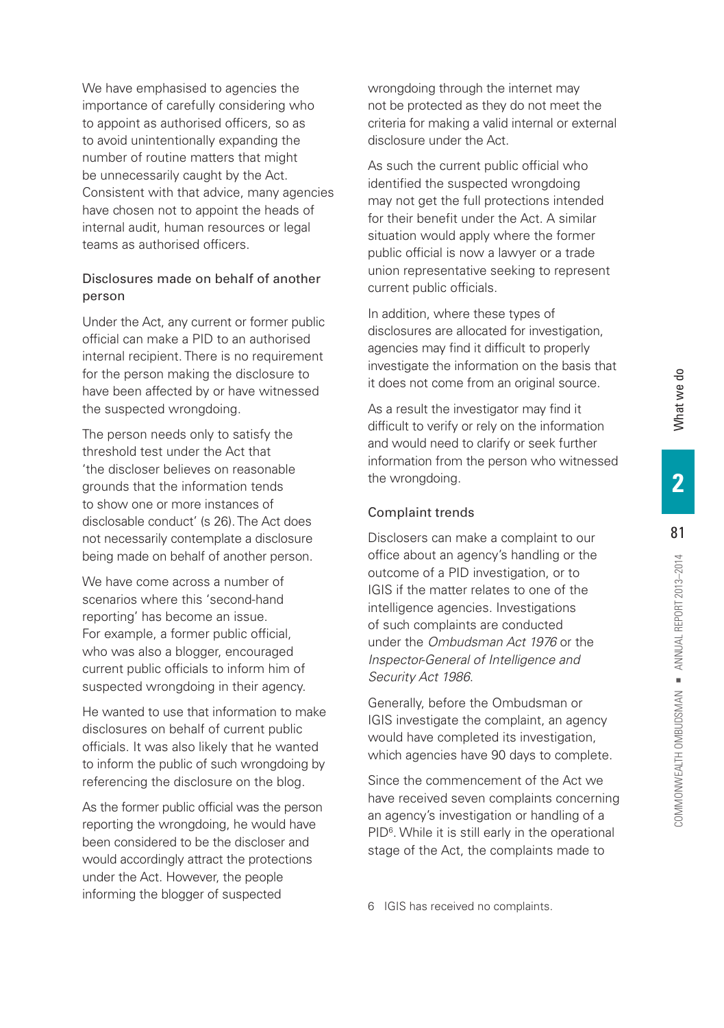We have emphasised to agencies the importance of carefully considering who to appoint as authorised officers, so as to avoid unintentionally expanding the number of routine matters that might be unnecessarily caught by the Act. Consistent with that advice, many agencies have chosen not to appoint the heads of internal audit, human resources or legal teams as authorised officers.

### Disclosures made on behalf of another person

Under the Act, any current or former public official can make a PID to an authorised internal recipient. There is no requirement for the person making the disclosure to have been affected by or have witnessed the suspected wrongdoing.

The person needs only to satisfy the threshold test under the Act that 'the discloser believes on reasonable grounds that the information tends to show one or more instances of disclosable conduct' (s 26). The Act does not necessarily contemplate a disclosure being made on behalf of another person.

We have come across a number of scenarios where this 'second-hand reporting' has become an issue. For example, a former public official, who was also a blogger, encouraged current public officials to inform him of suspected wrongdoing in their agency.

He wanted to use that information to make disclosures on behalf of current public officials. It was also likely that he wanted to inform the public of such wrongdoing by referencing the disclosure on the blog.

As the former public official was the person reporting the wrongdoing, he would have been considered to be the discloser and would accordingly attract the protections under the Act. However, the people informing the blogger of suspected wrongdoing through the internet may not be protected as they do not meet the criteria for making a valid internal or external disclosure under the Act.

As such the current public official who identified the suspected wrongdoing may not get the full protections intended for their benefit under the Act. A similar situation would apply where the former public official is now a lawyer or a trade union representative seeking to represent current public officials.

In addition, where these types of disclosures are allocated for investigation, agencies may find it difficult to properly investigate the information on the basis that it does not come from an original source.

As a result the investigator may find it difficult to verify or rely on the information and would need to clarify or seek further information from the person who witnessed the wrongdoing.

### Complaint trends

Disclosers can make a complaint to our office about an agency's handling or the outcome of a PID investigation, or to IGIS if the matter relates to one of the intelligence agencies. Investigations of such complaints are conducted under the *Ombudsman Act 1976* or the *Inspector-General of Intelligence and Security Act 1986*.

Generally, before the Ombudsman or IGIS investigate the complaint, an agency would have completed its investigation, which agencies have 90 days to complete.

Since the commencement of the Act we have received seven complaints concerning an agency's investigation or handling of a PID[6]. While it is still early in the operational stage of the Act, the complaints made to

6 IGIS has received no complaints.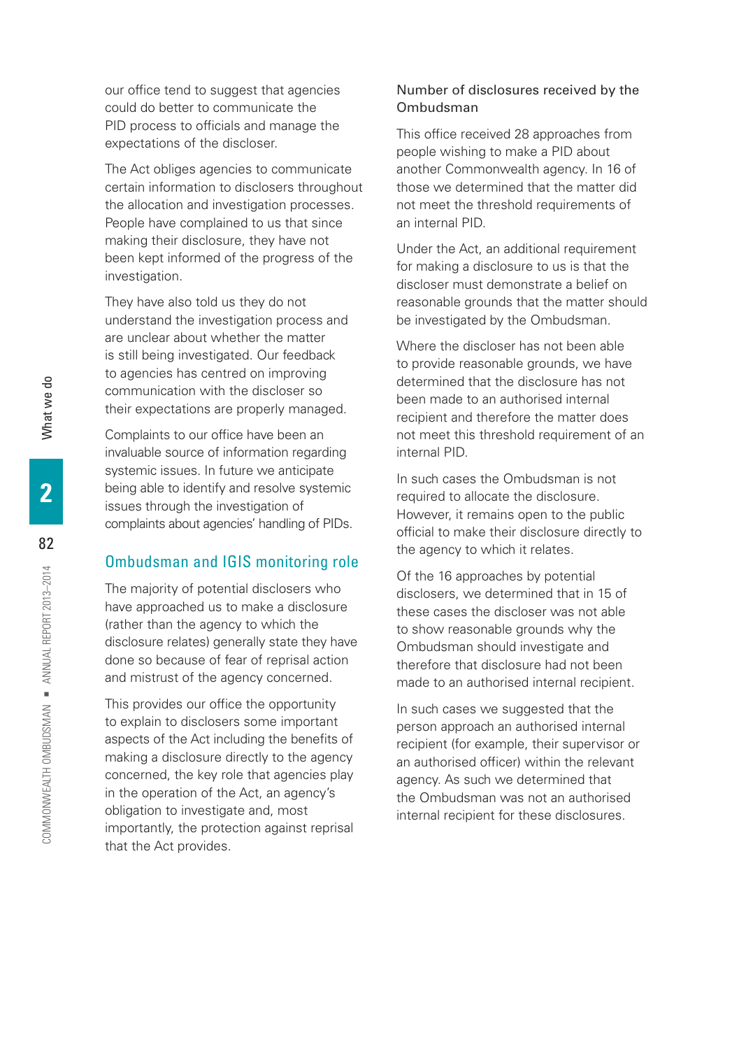our office tend to suggest that agencies could do better to communicate the PID process to officials and manage the expectations of the discloser.

The Act obliges agencies to communicate certain information to disclosers throughout the allocation and investigation processes. People have complained to us that since making their disclosure, they have not been kept informed of the progress of the investigation.

They have also told us they do not understand the investigation process and are unclear about whether the matter is still being investigated. Our feedback to agencies has centred on improving communication with the discloser so their expectations are properly managed.

Complaints to our office have been an invaluable source of information regarding systemic issues. In future we anticipate being able to identify and resolve systemic issues through the investigation of complaints about agencies' handling of PIDs.

## Ombudsman and IGIS monitoring role

The majority of potential disclosers who have approached us to make a disclosure (rather than the agency to which the disclosure relates) generally state they have done so because of fear of reprisal action and mistrust of the agency concerned.

This provides our office the opportunity to explain to disclosers some important aspects of the Act including the benefits of making a disclosure directly to the agency concerned, the key role that agencies play in the operation of the Act, an agency's obligation to investigate and, most importantly, the protection against reprisal that the Act provides.

### Number of disclosures received by the Ombudsman

This office received 28 approaches from people wishing to make a PID about another Commonwealth agency. In 16 of those we determined that the matter did not meet the threshold requirements of an internal PID.

Under the Act, an additional requirement for making a disclosure to us is that the discloser must demonstrate a belief on reasonable grounds that the matter should be investigated by the Ombudsman.

Where the discloser has not been able to provide reasonable grounds, we have determined that the disclosure has not been made to an authorised internal recipient and therefore the matter does not meet this threshold requirement of an internal PID.

In such cases the Ombudsman is not required to allocate the disclosure. However, it remains open to the public official to make their disclosure directly to the agency to which it relates.

Of the 16 approaches by potential disclosers, we determined that in 15 of these cases the discloser was not able to show reasonable grounds why the Ombudsman should investigate and therefore that disclosure had not been made to an authorised internal recipient.

In such cases we suggested that the person approach an authorised internal recipient (for example, their supervisor or an authorised officer) within the relevant agency. As such we determined that the Ombudsman was not an authorised internal recipient for these disclosures.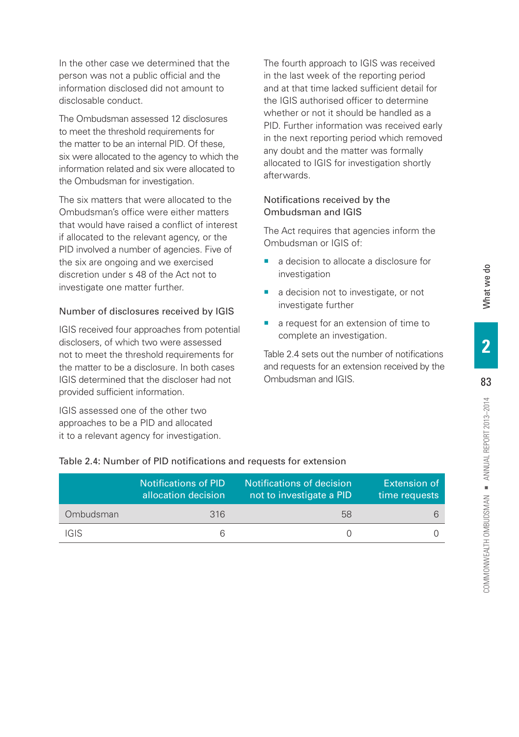In the other case we determined that the person was not a public official and the information disclosed did not amount to disclosable conduct.

The Ombudsman assessed 12 disclosures to meet the threshold requirements for the matter to be an internal PID. Of these, six were allocated to the agency to which the information related and six were allocated to the Ombudsman for investigation.

The six matters that were allocated to the Ombudsman's office were either matters that would have raised a conflict of interest if allocated to the relevant agency, or the PID involved a number of agencies. Five of the six are ongoing and we exercised discretion under s 48 of the Act not to investigate one matter further.

### Number of disclosures received by IGIS

IGIS received four approaches from potential disclosers, of which two were assessed not to meet the threshold requirements for the matter to be a disclosure. In both cases IGIS determined that the discloser had not provided sufficient information.

IGIS assessed one of the other two approaches to be a PID and allocated it to a relevant agency for investigation.

The fourth approach to IGIS was received in the last week of the reporting period and at that time lacked sufficient detail for the IGIS authorised officer to determine whether or not it should be handled as a PID. Further information was received early in the next reporting period which removed any doubt and the matter was formally allocated to IGIS for investigation shortly afterwards.

### Notifications received by the Ombudsman and IGIS

The Act requires that agencies inform the Ombudsman or IGIS of:

- a decision to allocate a disclosure for investigation
- a decision not to investigate, or not investigate further
- a request for an extension of time to complete an investigation.

Table 2.4 sets out the number of notifications and requests for an extension received by the Ombudsman and IGIS.

Table 2.4: Number of PID notifications and requests for extension

| | Notifications of PID allocation decision | Notifications of decision not to investigate a PID | Extension of time requests |
|---|---|---|---|
| Ombudsman | 316 | 58 | 6 |
| IGIS | 6 | 0 | 0 |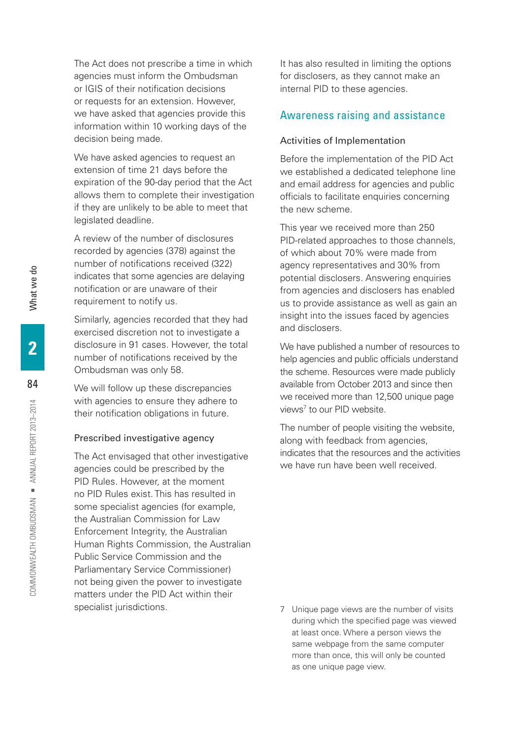The Act does not prescribe a time in which agencies must inform the Ombudsman or IGIS of their notification decisions or requests for an extension. However, we have asked that agencies provide this information within 10 working days of the decision being made.

We have asked agencies to request an extension of time 21 days before the expiration of the 90-day period that the Act allows them to complete their investigation if they are unlikely to be able to meet that legislated deadline.

A review of the number of disclosures recorded by agencies (378) against the number of notifications received (322) indicates that some agencies are delaying notification or are unaware of their requirement to notify us.

Similarly, agencies recorded that they had exercised discretion not to investigate a disclosure in 91 cases. However, the total number of notifications received by the Ombudsman was only 58.

We will follow up these discrepancies with agencies to ensure they adhere to their notification obligations in future.

### Prescribed investigative agency

The Act envisaged that other investigative agencies could be prescribed by the PID Rules. However, at the moment no PID Rules exist. This has resulted in some specialist agencies (for example, the Australian Commission for Law Enforcement Integrity, the Australian Human Rights Commission, the Australian Public Service Commission and the Parliamentary Service Commissioner) not being given the power to investigate matters under the PID Act within their specialist jurisdictions.

It has also resulted in limiting the options for disclosers, as they cannot make an internal PID to these agencies.

## Awareness raising and assistance

### Activities of Implementation

Before the implementation of the PID Act we established a dedicated telephone line and email address for agencies and public officials to facilitate enquiries concerning the new scheme.

This year we received more than 250 PID-related approaches to those channels, of which about 70% were made from agency representatives and 30% from potential disclosers. Answering enquiries from agencies and disclosers has enabled us to provide assistance as well as gain an insight into the issues faced by agencies and disclosers.

We have published a number of resources to help agencies and public officials understand the scheme. Resources were made publicly available from October 2013 and since then we received more than 12,500 unique page views[7] to our PID website.

The number of people visiting the website, along with feedback from agencies, indicates that the resources and the activities we have run have been well received.

7 Unique page views are the number of visits during which the specified page was viewed at least once. Where a person views the same webpage from the same computer more than once, this will only be counted as one unique page view.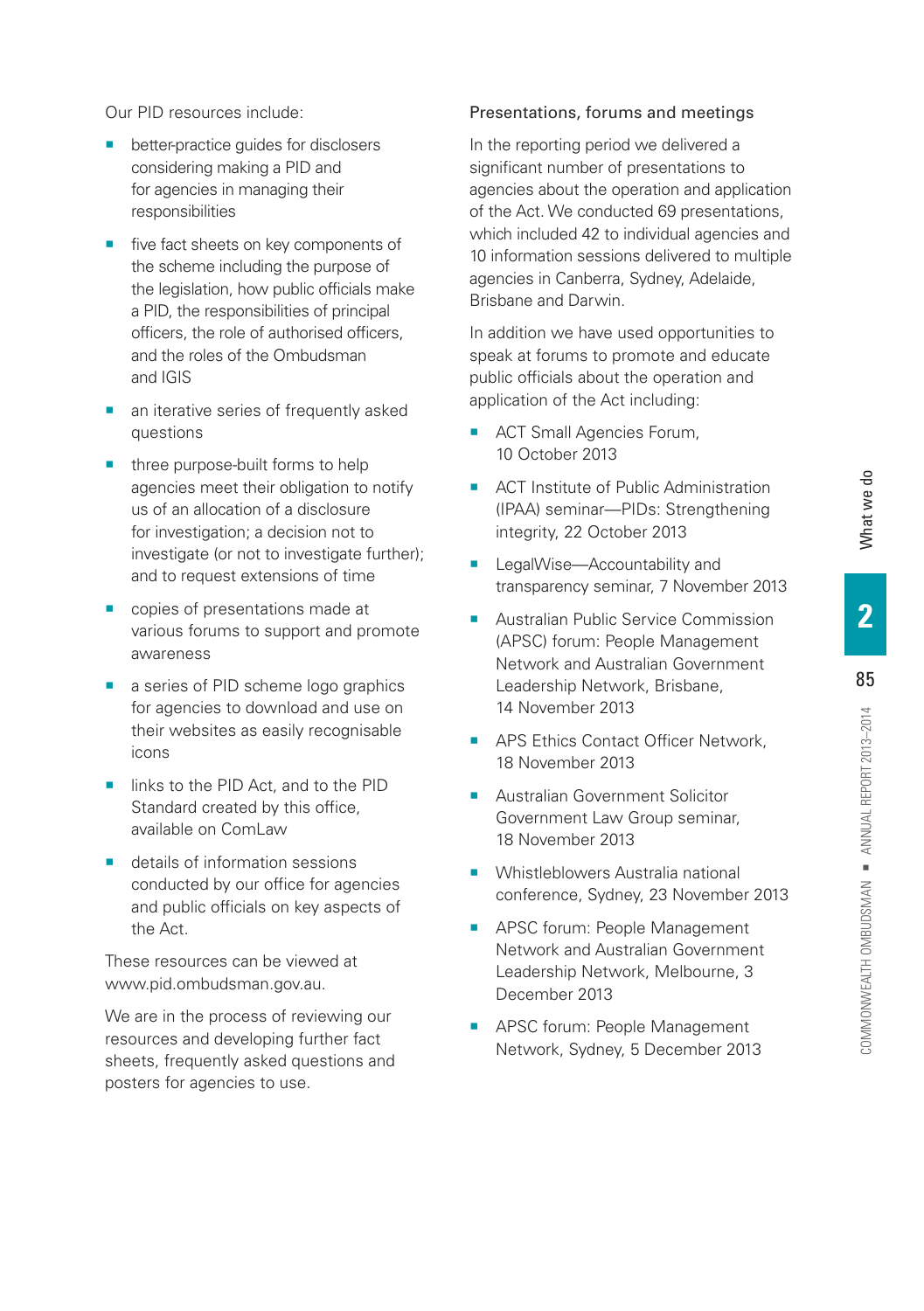Our PID resources include:

- better-practice guides for disclosers considering making a PID and for agencies in managing their responsibilities
- five fact sheets on key components of the scheme including the purpose of the legislation, how public officials make a PID, the responsibilities of principal officers, the role of authorised officers, and the roles of the Ombudsman and IGIS
- an iterative series of frequently asked questions
- three purpose-built forms to help agencies meet their obligation to notify us of an allocation of a disclosure for investigation; a decision not to investigate (or not to investigate further); and to request extensions of time
- copies of presentations made at various forums to support and promote awareness
- a series of PID scheme logo graphics for agencies to download and use on their websites as easily recognisable icons
- links to the PID Act, and to the PID Standard created by this office, available on ComLaw
- details of information sessions conducted by our office for agencies and public officials on key aspects of the Act.

These resources can be viewed at www.pid.ombudsman.gov.au.

We are in the process of reviewing our resources and developing further fact sheets, frequently asked questions and posters for agencies to use.

### Presentations, forums and meetings

In the reporting period we delivered a significant number of presentations to agencies about the operation and application of the Act. We conducted 69 presentations, which included 42 to individual agencies and 10 information sessions delivered to multiple agencies in Canberra, Sydney, Adelaide, Brisbane and Darwin.

In addition we have used opportunities to speak at forums to promote and educate public officials about the operation and application of the Act including:

- ACT Small Agencies Forum, 10 October 2013
- ACT Institute of Public Administration (IPAA) seminar—PIDs: Strengthening integrity, 22 October 2013
- LegalWise—Accountability and transparency seminar, 7 November 2013
- Australian Public Service Commission (APSC) forum: People Management Network and Australian Government Leadership Network, Brisbane, 14 November 2013
- APS Ethics Contact Officer Network, 18 November 2013
- Australian Government Solicitor Government Law Group seminar, 18 November 2013
- Whistleblowers Australia national conference, Sydney, 23 November 2013
- APSC forum: People Management Network and Australian Government Leadership Network, Melbourne, 3 December 2013
- APSC forum: People Management Network, Sydney, 5 December 2013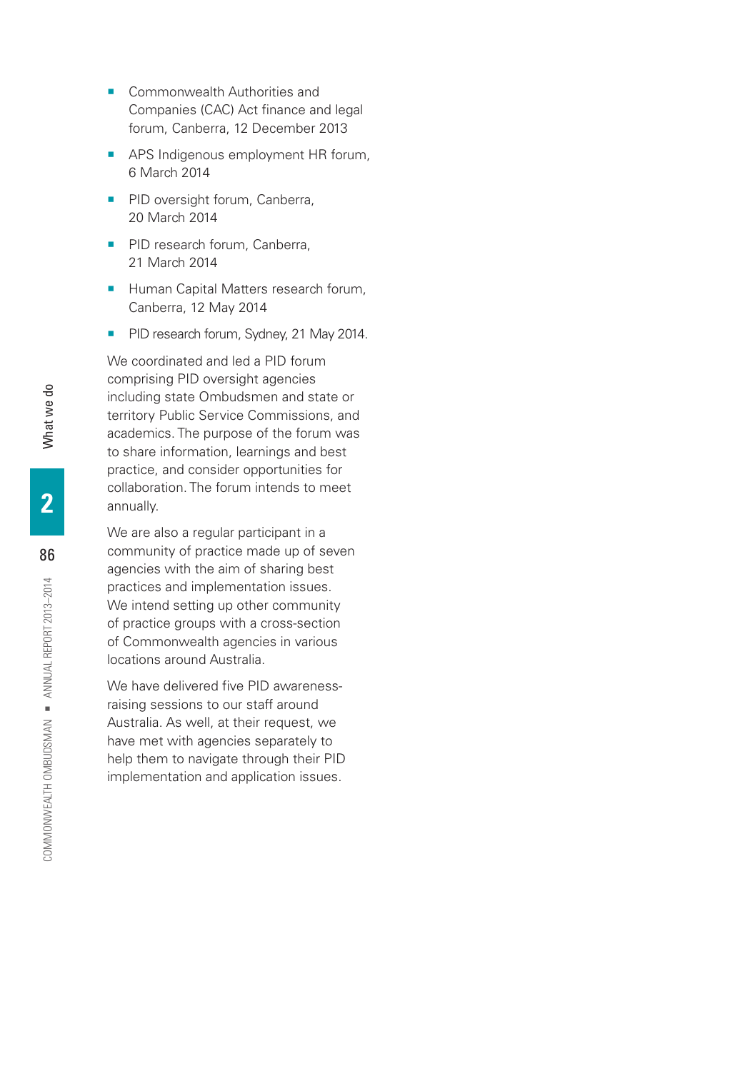- Commonwealth Authorities and Companies (CAC) Act finance and legal forum, Canberra, 12 December 2013
- APS Indigenous employment HR forum, 6 March 2014
- PID oversight forum, Canberra, 20 March 2014
- PID research forum, Canberra, 21 March 2014
- Human Capital Matters research forum, Canberra, 12 May 2014
- PID research forum, Sydney, 21 May 2014.

We coordinated and led a PID forum comprising PID oversight agencies including state Ombudsmen and state or territory Public Service Commissions, and academics. The purpose of the forum was to share information, learnings and best practice, and consider opportunities for collaboration. The forum intends to meet annually.

We are also a regular participant in a community of practice made up of seven agencies with the aim of sharing best practices and implementation issues. We intend setting up other community of practice groups with a cross-section of Commonwealth agencies in various locations around Australia.

We have delivered five PID awareness-raising sessions to our staff around Australia. As well, at their request, we have met with agencies separately to help them to navigate through their PID implementation and application issues.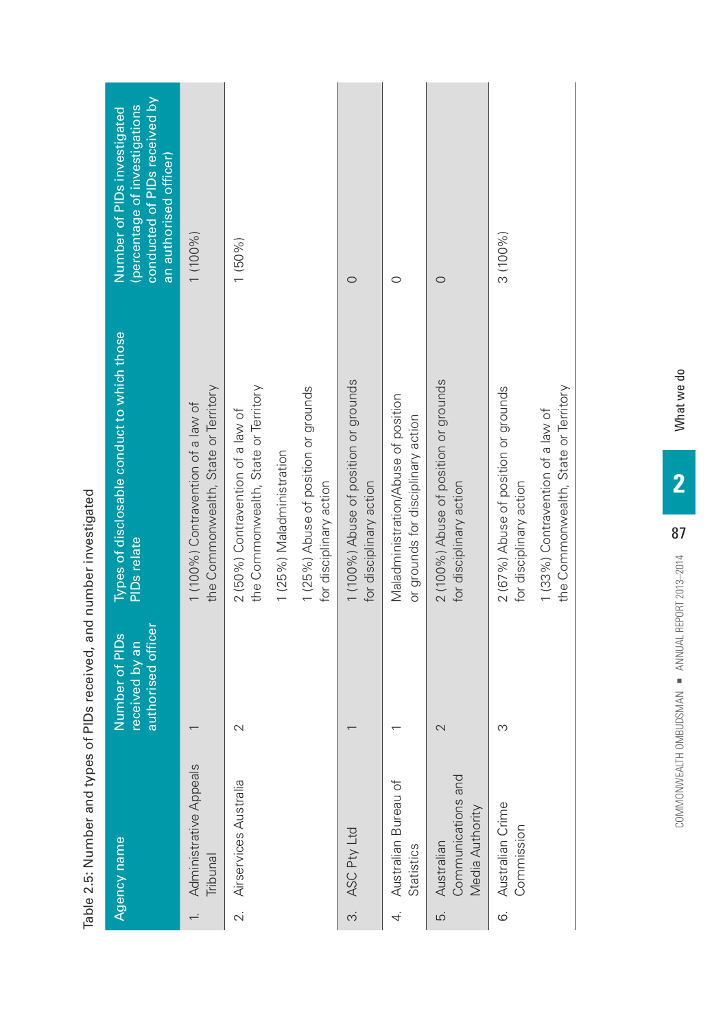Table 2.5: Number and types of PIDs received, and number investigated

| Agency name | Number of PIDs received by an authorised officer | Types of disclosable conduct to which those PIDs relate | Number of PIDs investigated (percentage of investigations conducted of PIDs received by an authorised officer) |
|---|---|---|---|
| 1. Administrative Appeals Tribunal | 1 | 1 (100%) Contravention of a law of the Commonwealth, State or Territory | 1 (100%) |
| 2. Airservices Australia | 2 | 2 (50%) Contravention of a law of the Commonwealth, State or Territory<br>1 (25%) Maladministration<br>1 (25%) Abuse of position or grounds for disciplinary action | 1 (50%) |
| 3. ASC Pty Ltd | 1 | 1 (100%) Abuse of position or grounds for disciplinary action | 0 |
| 4. Australian Bureau of Statistics | 1 | Maladministration/Abuse of position or grounds for disciplinary action | 0 |
| 5. Australian Communications and Media Authority | 2 | 2 (100%) Abuse of position or grounds for disciplinary action | 0 |
| 6. Australian Crime Commission | 3 | 2 (67%) Abuse of position or grounds for disciplinary action<br>1 (33%) Contravention of a law of the Commonwealth, State or Territory | 3 (100%) |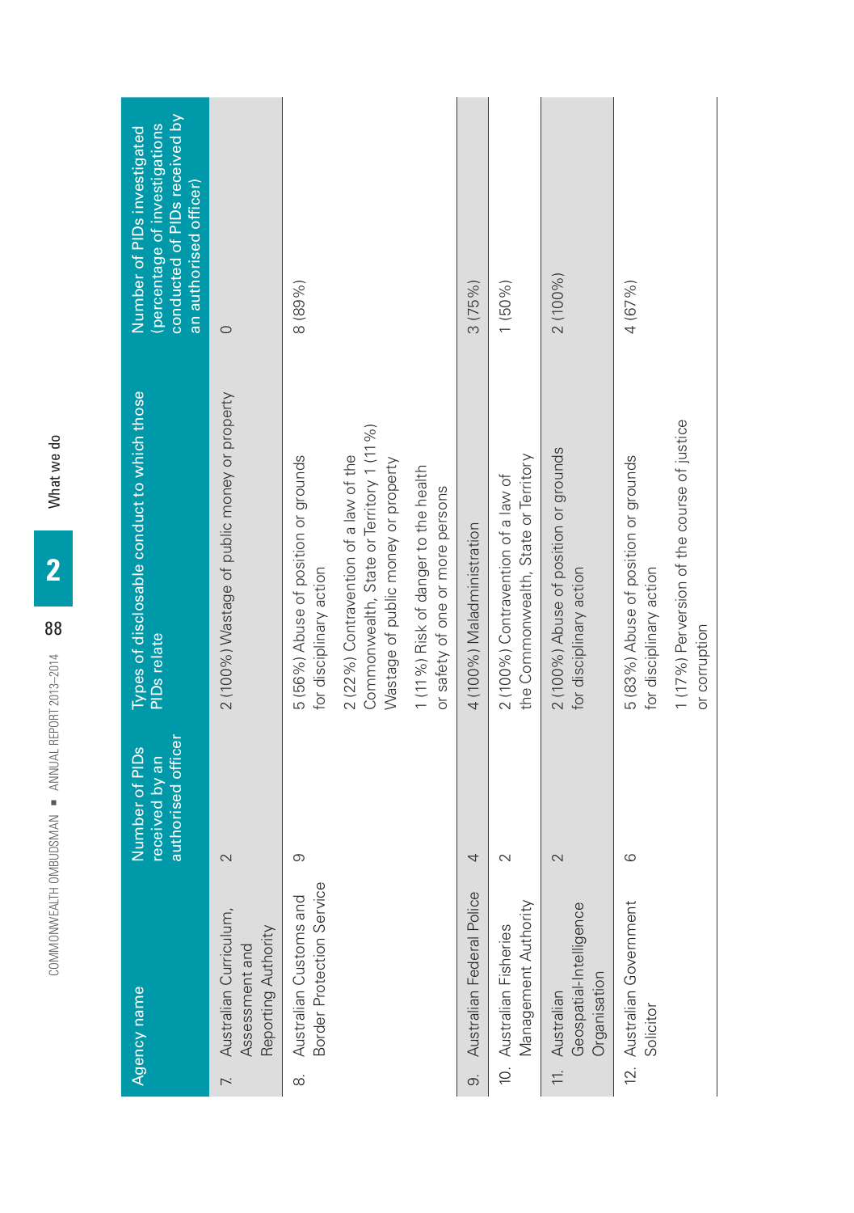| Agency name | Number of PIDs received by an authorised officer | Types of disclosable conduct to which those PIDs relate | Number of PIDs investigated (percentage of investigations conducted of PIDs received by an authorised officer) |
|---|---|---|---|
| 7. Australian Curriculum, Assessment and Reporting Authority | 2 | 2 (100%) Wastage of public money or property | 0 |
| 8. Australian Customs and Border Protection Service | 9 | 5 (56%) Abuse of position or grounds for disciplinary action<br><br>2 (22%) Contravention of a law of the Commonwealth, State or Territory 1 (11%) Wastage of public money or property<br><br>1 (11%) Risk of danger to the health or safety of one or more persons | 8 (89%) |
| 9. Australian Federal Police | 4 | 4 (100%) Maladministration | 3 (75%) |
| 10. Australian Fisheries Management Authority | 2 | 2 (100%) Contravention of a law of the Commonwealth, State or Territory | 1 (50%) |
| 11. Australian Geospatial-Intelligence Organisation | 2 | 2 (100%) Abuse of position or grounds for disciplinary action | 2 (100%) |
| 12. Australian Government Solicitor | 6 | 5 (83%) Abuse of position or grounds for disciplinary action<br><br>1 (17%) Perversion of the course of justice or corruption | 4 (67%) |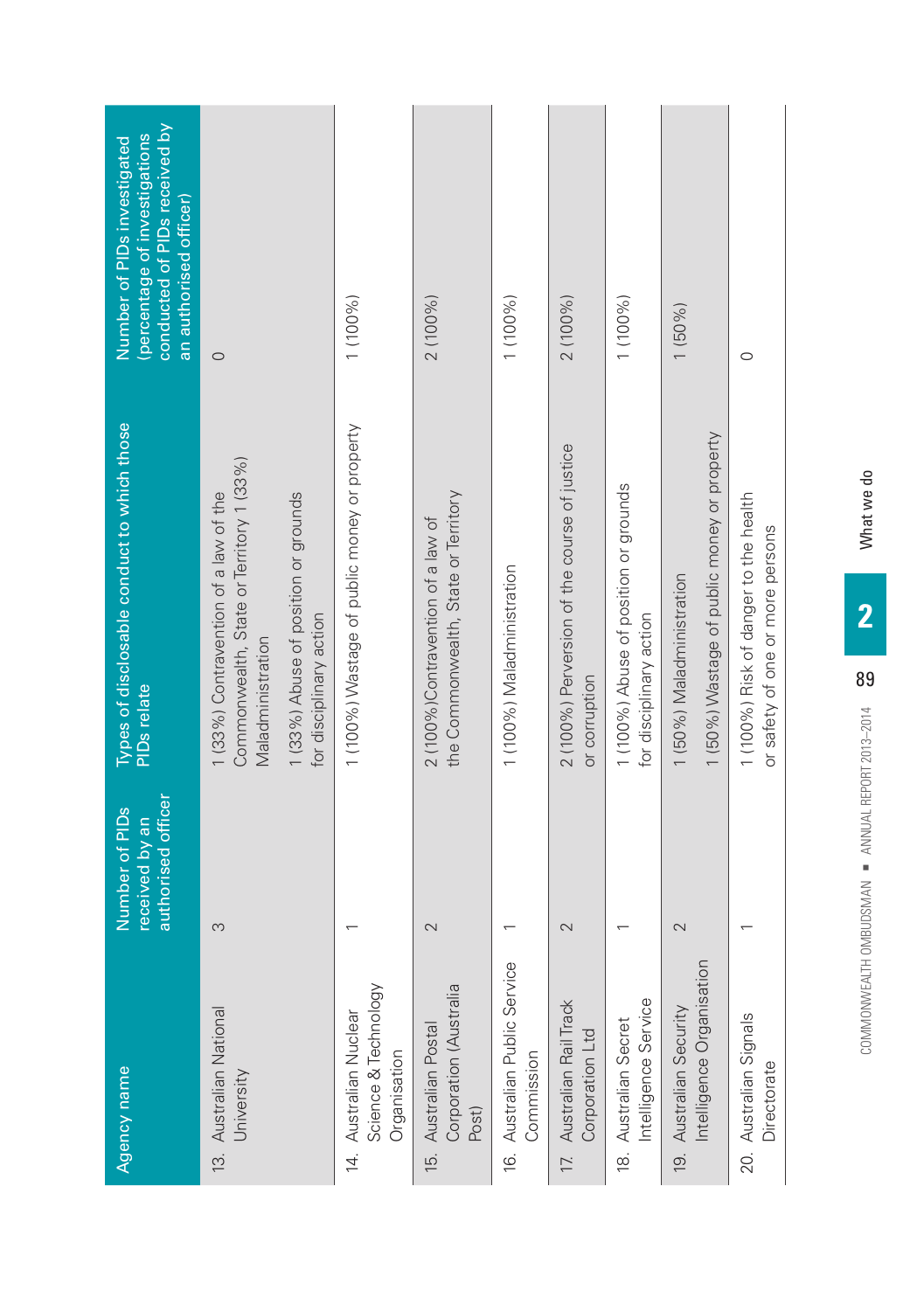| Agency name | Number of PIDs received by an authorised officer | Types of disclosable conduct to which those PIDs relate | Number of PIDs investigated (percentage of investigations conducted of PIDs received by an authorised officer) |
|---|---|---|---|
| 13. Australian National University | 3 | 1 (33%) Contravention of a law of the Commonwealth, State or Territory 1 (33%) Maladministration<br>1 (33%) Abuse of position or grounds for disciplinary action | 0 |
| 14. Australian Nuclear Science & Technology Organisation | 1 | 1 (100%) Wastage of public money or property | 1 (100%) |
| 15. Australian Postal Corporation (Australia Post) | 2 | 2 (100%)Contravention of a law of the Commonwealth, State or Territory | 2 (100%) |
| 16. Australian Public Service Commission | 1 | 1 (100%) Maladministration | 1 (100%) |
| 17. Australian Rail Track Corporation Ltd | 2 | 2 (100%) Perversion of the course of justice or corruption | 2 (100%) |
| 18. Australian Secret Intelligence Service | 1 | 1 (100%) Abuse of position or grounds for disciplinary action | 1 (100%) |
| 19. Australian Security Intelligence Organisation | 2 | 1 (50%) Maladministration<br>1 (50%) Wastage of public money or property | 1 (50%) |
| 20. Australian Signals Directorate | 1 | 1 (100%) Risk of danger to the health or safety of one or more persons | 0 |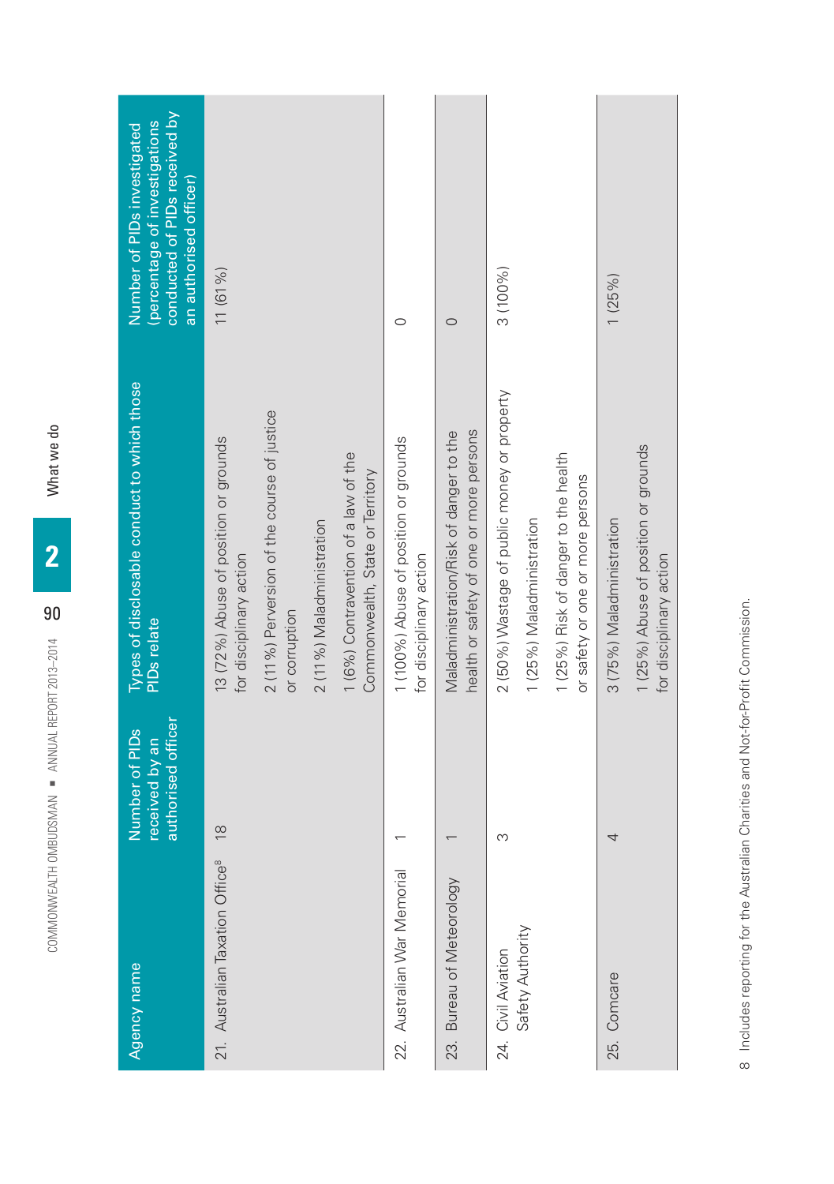| Agency name | Number of PIDs received by an authorised officer | Types of disclosable conduct to which those PIDs relate | Number of PIDs investigated (percentage of investigations conducted of PIDs received by an authorised officer) |
|---|---|---|---|
| 21. Australian Taxation Office[8] | 18 | 13 (72%) Abuse of position or grounds for disciplinary action<br>2 (11%) Perversion of the course of justice or corruption<br>2 (11%) Maladministration<br>1 (6%) Contravention of a law of the Commonwealth, State or Territory | 11 (61%) |
| 22. Australian War Memorial | 1 | 1 (100%) Abuse of position or grounds for disciplinary action | 0 |
| 23. Bureau of Meteorology | 1 | Maladministration/Risk of danger to the health or safety of one or more persons | 0 |
| 24. Civil Aviation Safety Authority | 3 | 2 (50%) Wastage of public money or property<br>1 (25%) Maladministration<br>1 (25%) Risk of danger to the health or safety or one or more persons | 3 (100%) |
| 25. Comcare | 4 | 3 (75%) Maladministration<br>1 (25%) Abuse of position or grounds for disciplinary action | 1 (25%) |

8 Includes reporting for the Australian Charities and Not-for-Profit Commission.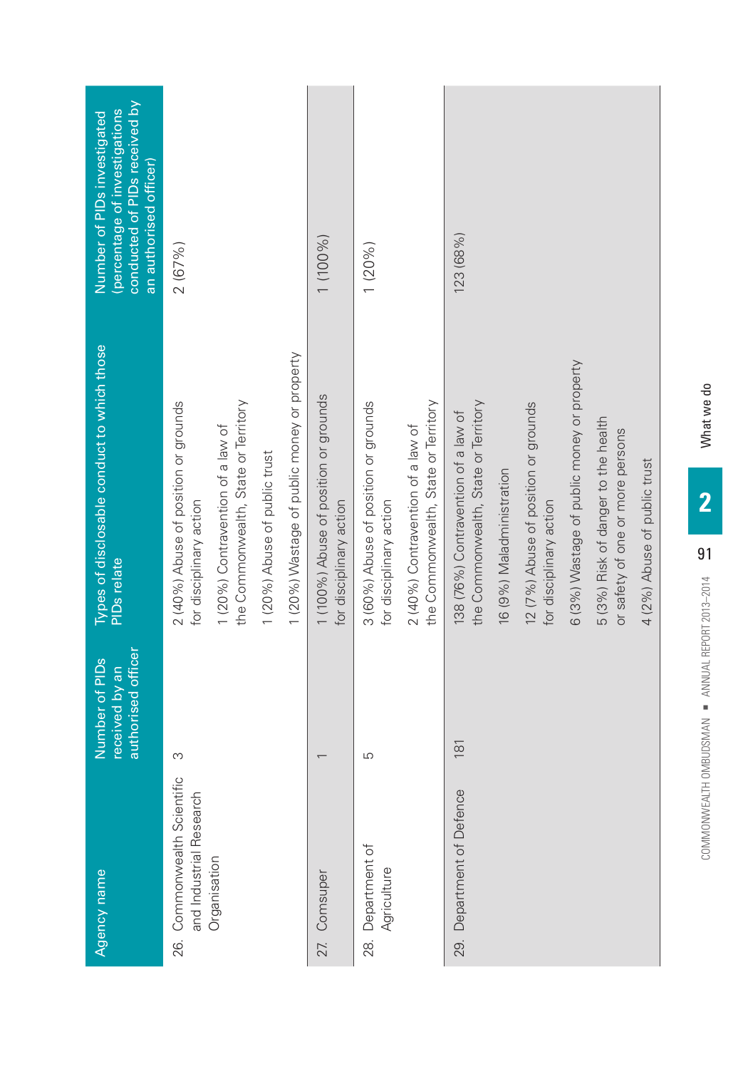| Agency name | Number of PIDs received by an authorised officer | Types of disclosable conduct to which those PIDs relate | Number of PIDs investigated (percentage of investigations conducted of PIDs received by an authorised officer) |
|---|---|---|---|
| 26. Commonwealth Scientific and Industrial Research Organisation | 3 | 2 (40%) Abuse of position or grounds for disciplinary action<br>1 (20%) Contravention of a law of the Commonwealth, State or Territory<br>1 (20%) Abuse of public trust<br>1 (20%) Wastage of public money or property | 2 (67%) |
| 27. Comsuper | 1 | 1 (100%) Abuse of position or grounds for disciplinary action | 1 (100%) |
| 28. Department of Agriculture | 5 | 3 (60%) Abuse of position or grounds for disciplinary action<br>2 (40%) Contravention of a law of the Commonwealth, State or Territory | 1 (20%) |
| 29. Department of Defence | 181 | 138 (76%) Contravention of a law of the Commonwealth, State or Territory<br>16 (9%) Maladministration<br>12 (7%) Abuse of position or grounds for disciplinary action<br>6 (3%) Wastage of public money or property<br>5 (3%) Risk of danger to the health or safety of one or more persons<br>4 (2%) Abuse of public trust | 123 (68%) |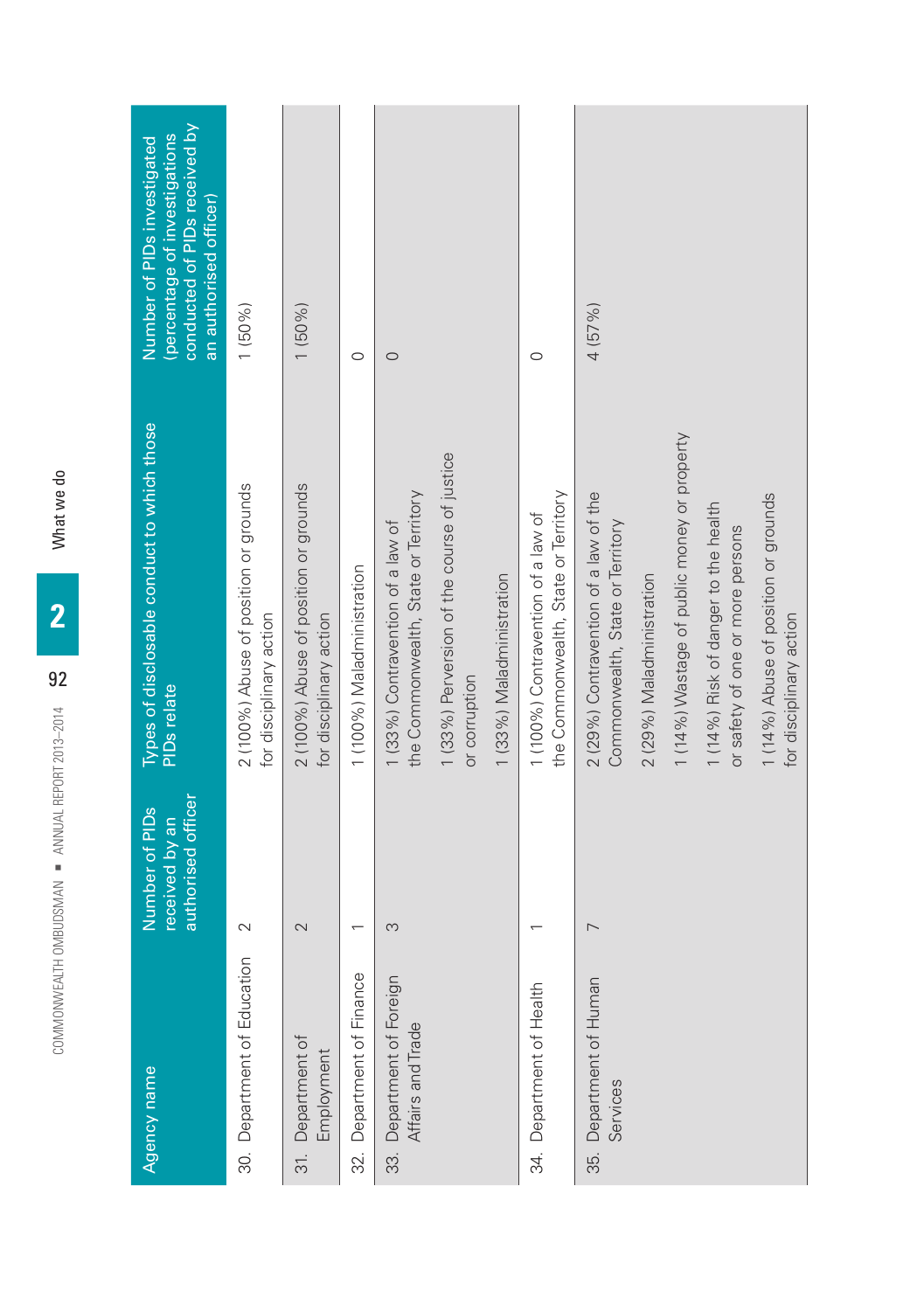| Agency name | Number of PIDs received by an authorised officer | Types of disclosable conduct to which those PIDs relate | Number of PIDs investigated (percentage of investigations conducted of PIDs received by an authorised officer) |
|---|---|---|---|
| 30. Department of Education | 2 | 2 (100%) Abuse of position or grounds for disciplinary action | 1 (50%) |
| 31. Department of Employment | 2 | 2 (100%) Abuse of position or grounds for disciplinary action | 1 (50%) |
| 32. Department of Finance | 1 | 1 (100%) Maladministration | 0 |
| 33. Department of Foreign Affairs and Trade | 3 | 1 (33%) Contravention of a law of the Commonwealth, State or Territory<br>1 (33%) Perversion of the course of justice or corruption<br>1 (33%) Maladministration | 0 |
| 34. Department of Health | 1 | 1 (100%) Contravention of a law of the Commonwealth, State or Territory | 0 |
| 35. Department of Human Services | 7 | 2 (29%) Contravention of a law of the Commonwealth, State or Territory<br>2 (29%) Maladministration<br>1 (14%) Wastage of public money or property<br>1 (14%) Risk of danger to the health or safety of one or more persons<br>1 (14%) Abuse of position or grounds for disciplinary action | 4 (57%) |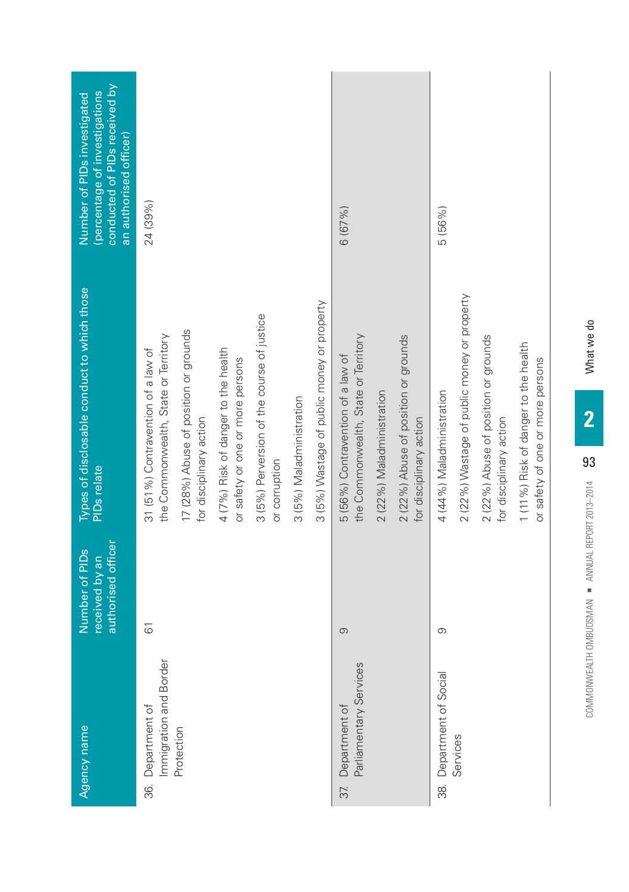| Agency name | Number of PIDs received by an authorised officer | Types of disclosable conduct to which those PIDs relate | Number of PIDs investigated (percentage of investigations conducted of PIDs received by an authorised officer) |
|---|---|---|---|
| 36. Department of Immigration and Border Protection | 61 | 31 (51%) Contravention of a law of the Commonwealth, State or Territory<br>17 (28%) Abuse of position or grounds for disciplinary action<br>4 (7%) Risk of danger to the health or safety or one or more persons<br>3 (5%) Perversion of the course of justice or corruption<br>3 (5%) Maladministration<br>3 (5%) Wastage of public money or property | 24 (39%) |
| 37. Department of Parliamentary Services | 9 | 5 (56%) Contravention of a law of the Commonwealth, State or Territory<br>2 (22%) Maladministration<br>2 (22%) Abuse of position or grounds for disciplinary action | 6 (67%) |
| 38. Department of Social Services | 9 | 4 (44%) Maladministration<br>2 (22%) Wastage of public money or property<br>2 (22%) Abuse of position or grounds for disciplinary action<br>1 (11%) Risk of danger to the health or safety of one or more persons | 5 (56%) |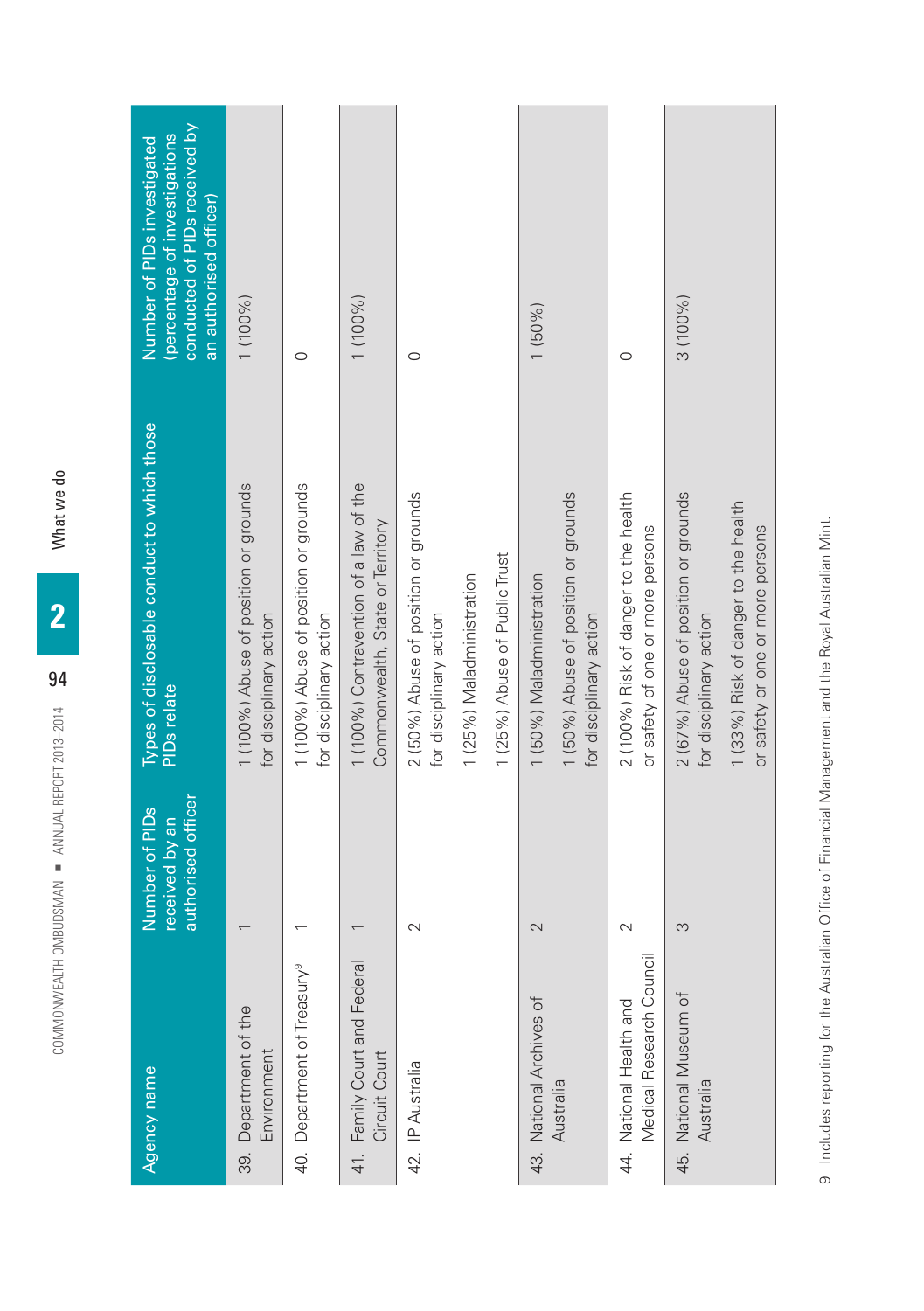| Agency name | Number of PIDs received by an authorised officer | Types of disclosable conduct to which those PIDs relate | Number of PIDs investigated (percentage of investigations conducted of PIDs received by an authorised officer) |
|---|---|---|---|
| 39. Department of the Environment | 1 | 1 (100%) Abuse of position or grounds for disciplinary action | 1 (100%) |
| 40. Department of Treasury[9] | 1 | 1 (100%) Abuse of position or grounds for disciplinary action | 0 |
| 41. Family Court and Federal Circuit Court | 1 | 1 (100%) Contravention of a law of the Commonwealth, State or Territory | 1 (100%) |
| 42. IP Australia | 2 | 2 (50%) Abuse of position or grounds for disciplinary action<br>1 (25%) Maladministration<br>1 (25%) Abuse of Public Trust | 0 |
| 43. National Archives of Australia | 2 | 1 (50%) Maladministration<br>1 (50%) Abuse of position or grounds for disciplinary action | 1 (50%) |
| 44. National Health and Medical Research Council | 2 | 2 (100%) Risk of danger to the health or safety of one or more persons | 0 |
| 45. National Museum of Australia | 3 | 2 (67%) Abuse of position or grounds for disciplinary action<br>1 (33%) Risk of danger to the health or safety of one or more persons | 3 (100%) |

9 Includes reporting for the Australian Office of Financial Management and the Royal Australian Mint.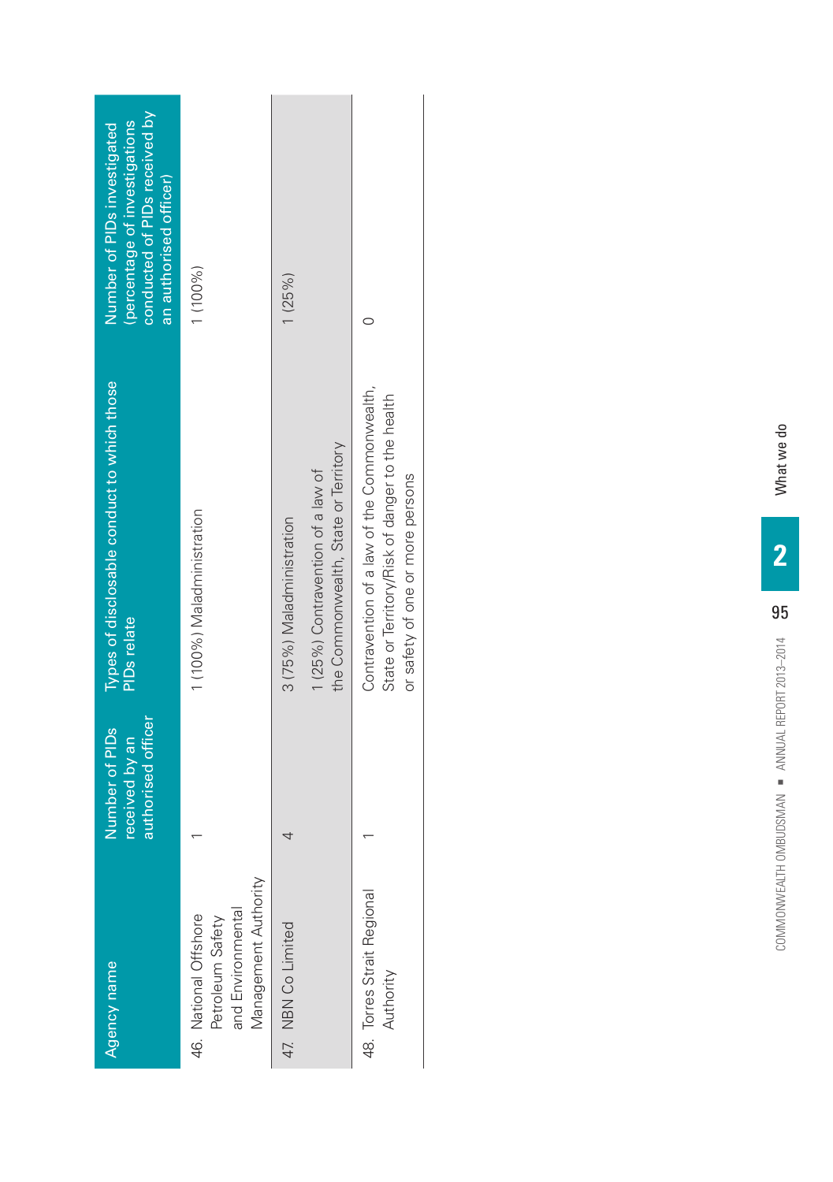| Agency name | Number of PIDs received by an authorised officer | Types of disclosable conduct to which those PIDs relate | Number of PIDs investigated (percentage of investigations conducted of PIDs received by an authorised officer) |
|---|---|---|---|
| 46. National Offshore Petroleum Safety and Environmental Management Authority | 1 | 1 (100%) Maladministration | 1 (100%) |
| 47. NBN Co Limited | 4 | 3 (75%) Maladministration<br>1 (25%) Contravention of a law of the Commonwealth, State or Territory | 1 (25%) |
| 48. Torres Strait Regional Authority | 1 | Contravention of a law of the Commonwealth, State or Territory/Risk of danger to the health or safety of one or more persons | 0 |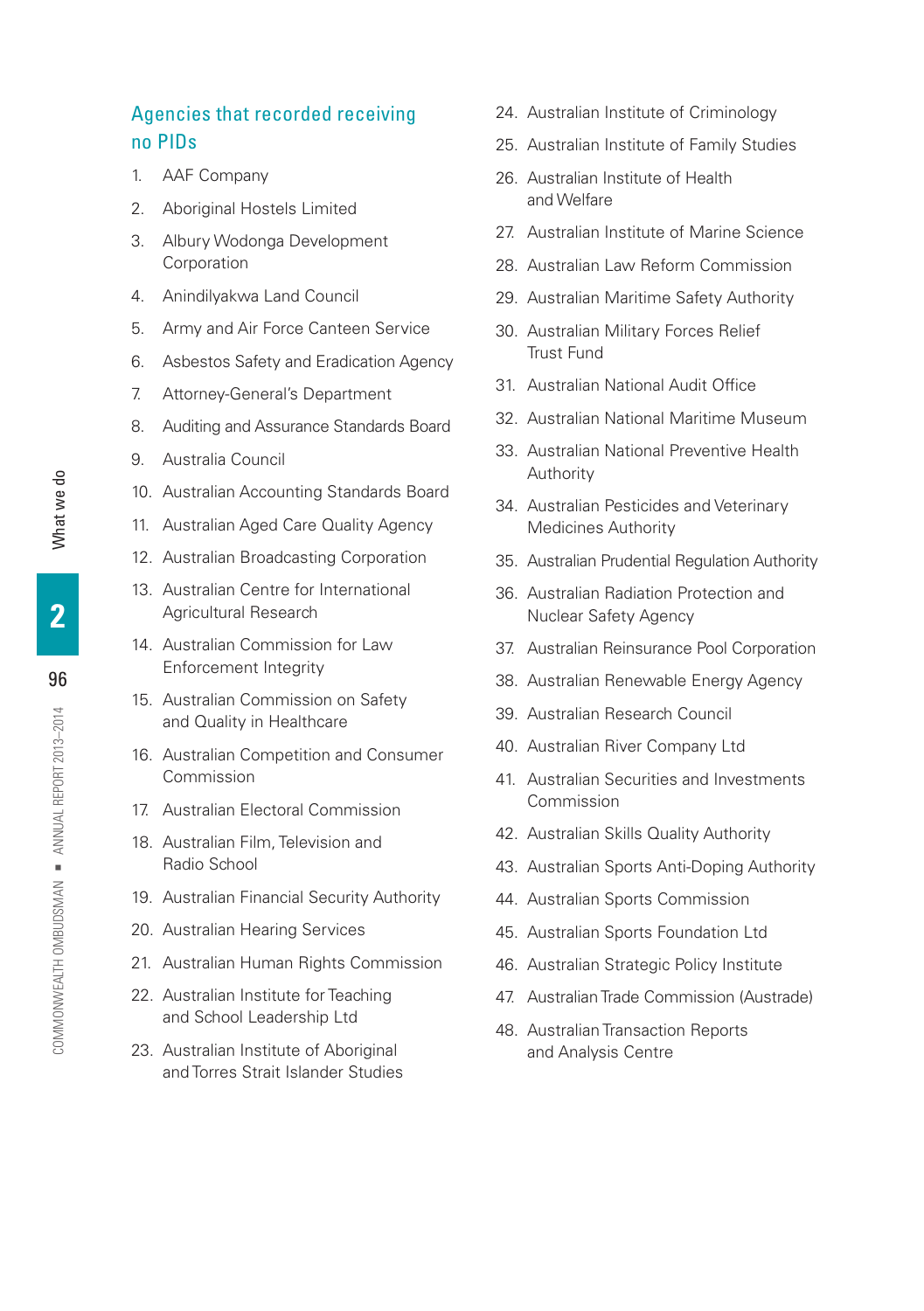### Agencies that recorded receiving no PIDs

1. AAF Company
2. Aboriginal Hostels Limited
3. Albury Wodonga Development Corporation
4. Anindilyakwa Land Council
5. Army and Air Force Canteen Service
6. Asbestos Safety and Eradication Agency
7. Attorney-General's Department
8. Auditing and Assurance Standards Board
9. Australia Council
10. Australian Accounting Standards Board
11. Australian Aged Care Quality Agency
12. Australian Broadcasting Corporation
13. Australian Centre for International Agricultural Research
14. Australian Commission for Law Enforcement Integrity
15. Australian Commission on Safety and Quality in Healthcare
16. Australian Competition and Consumer Commission
17. Australian Electoral Commission
18. Australian Film, Television and Radio School
19. Australian Financial Security Authority
20. Australian Hearing Services
21. Australian Human Rights Commission
22. Australian Institute for Teaching and School Leadership Ltd
23. Australian Institute of Aboriginal and Torres Strait Islander Studies
24. Australian Institute of Criminology
25. Australian Institute of Family Studies
26. Australian Institute of Health and Welfare
27. Australian Institute of Marine Science
28. Australian Law Reform Commission
29. Australian Maritime Safety Authority
30. Australian Military Forces Relief Trust Fund
31. Australian National Audit Office
32. Australian National Maritime Museum
33. Australian National Preventive Health Authority
34. Australian Pesticides and Veterinary Medicines Authority
35. Australian Prudential Regulation Authority
36. Australian Radiation Protection and Nuclear Safety Agency
37. Australian Reinsurance Pool Corporation
38. Australian Renewable Energy Agency
39. Australian Research Council
40. Australian River Company Ltd
41. Australian Securities and Investments Commission
42. Australian Skills Quality Authority
43. Australian Sports Anti-Doping Authority
44. Australian Sports Commission
45. Australian Sports Foundation Ltd
46. Australian Strategic Policy Institute
47. Australian Trade Commission (Austrade)
48. Australian Transaction Reports and Analysis Centre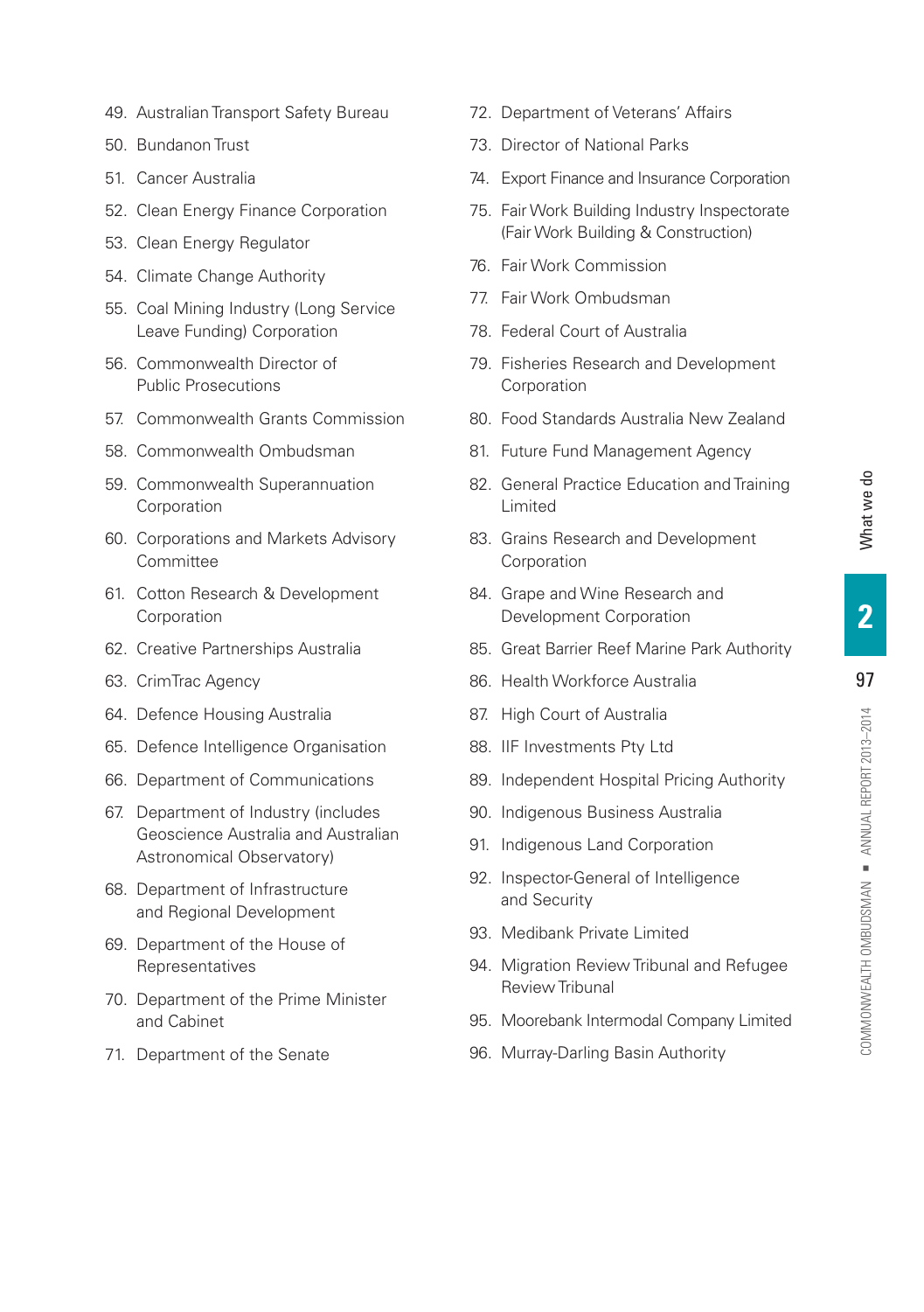49. Australian Transport Safety Bureau
50. Bundanon Trust
51. Cancer Australia
52. Clean Energy Finance Corporation
53. Clean Energy Regulator
54. Climate Change Authority
55. Coal Mining Industry (Long Service Leave Funding) Corporation
56. Commonwealth Director of Public Prosecutions
57. Commonwealth Grants Commission
58. Commonwealth Ombudsman
59. Commonwealth Superannuation Corporation
60. Corporations and Markets Advisory Committee
61. Cotton Research & Development Corporation
62. Creative Partnerships Australia
63. CrimTrac Agency
64. Defence Housing Australia
65. Defence Intelligence Organisation
66. Department of Communications
67. Department of Industry (includes Geoscience Australia and Australian Astronomical Observatory)
68. Department of Infrastructure and Regional Development
69. Department of the House of Representatives
70. Department of the Prime Minister and Cabinet
71. Department of the Senate
72. Department of Veterans' Affairs
73. Director of National Parks
74. Export Finance and Insurance Corporation
75. Fair Work Building Industry Inspectorate (Fair Work Building & Construction)
76. Fair Work Commission
77. Fair Work Ombudsman
78. Federal Court of Australia
79. Fisheries Research and Development Corporation
80. Food Standards Australia New Zealand
81. Future Fund Management Agency
82. General Practice Education and Training Limited
83. Grains Research and Development Corporation
84. Grape and Wine Research and Development Corporation
85. Great Barrier Reef Marine Park Authority
86. Health Workforce Australia
87. High Court of Australia
88. IIF Investments Pty Ltd
89. Independent Hospital Pricing Authority
90. Indigenous Business Australia
91. Indigenous Land Corporation
92. Inspector-General of Intelligence and Security
93. Medibank Private Limited
94. Migration Review Tribunal and Refugee Review Tribunal
95. Moorebank Intermodal Company Limited
96. Murray-Darling Basin Authority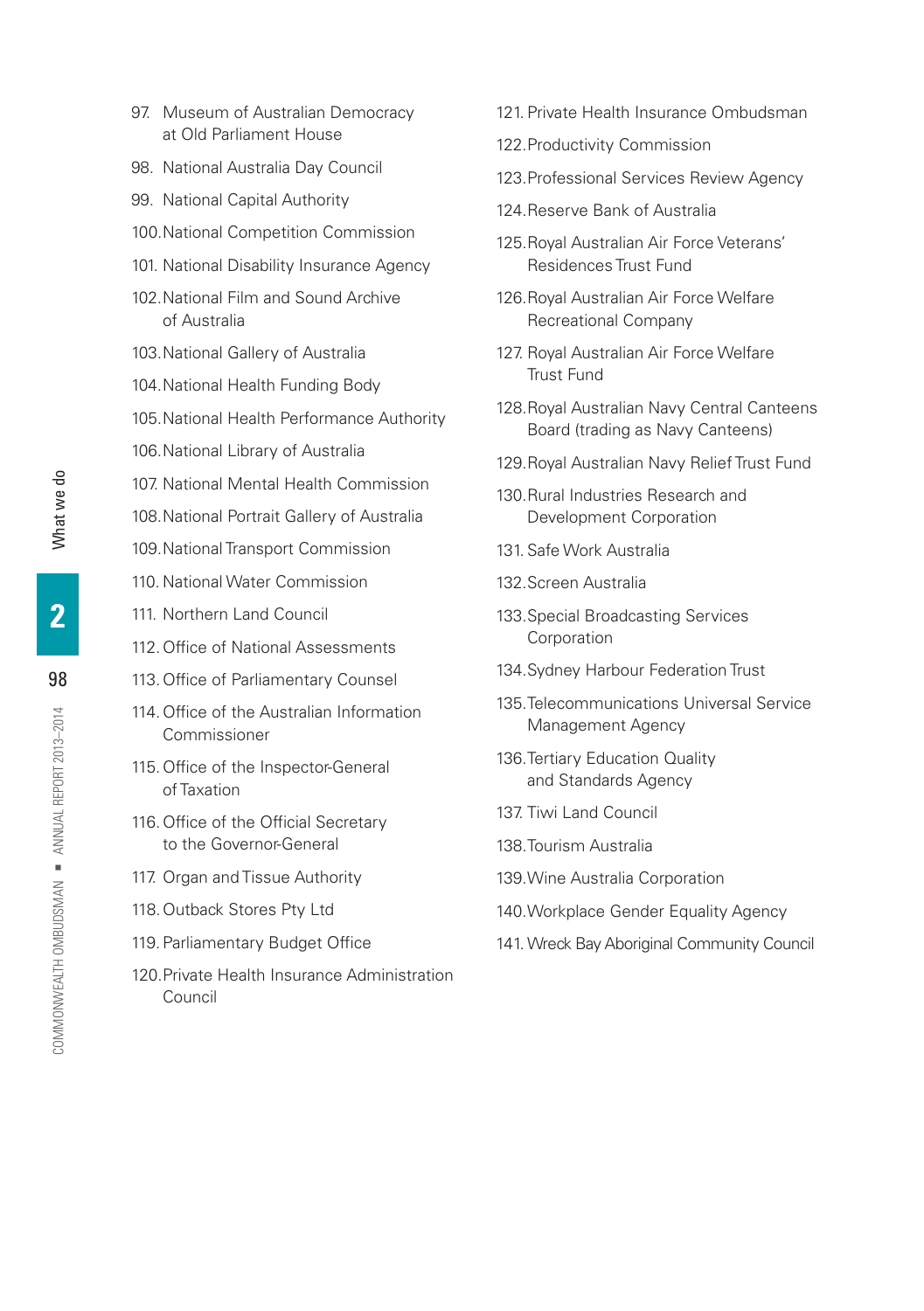97. Museum of Australian Democracy at Old Parliament House
98. National Australia Day Council
99. National Capital Authority
100. National Competition Commission
101. National Disability Insurance Agency
102. National Film and Sound Archive of Australia
103. National Gallery of Australia
104. National Health Funding Body
105. National Health Performance Authority
106. National Library of Australia
107. National Mental Health Commission
108. National Portrait Gallery of Australia
109. National Transport Commission
110. National Water Commission
111. Northern Land Council
112. Office of National Assessments
113. Office of Parliamentary Counsel
114. Office of the Australian Information Commissioner
115. Office of the Inspector-General of Taxation
116. Office of the Official Secretary to the Governor-General
117. Organ and Tissue Authority
118. Outback Stores Pty Ltd
119. Parliamentary Budget Office
120. Private Health Insurance Administration Council
121. Private Health Insurance Ombudsman
122. Productivity Commission
123. Professional Services Review Agency
124. Reserve Bank of Australia
125. Royal Australian Air Force Veterans' Residences Trust Fund
126. Royal Australian Air Force Welfare Recreational Company
127. Royal Australian Air Force Welfare Trust Fund
128. Royal Australian Navy Central Canteens Board (trading as Navy Canteens)
129. Royal Australian Navy Relief Trust Fund
130. Rural Industries Research and Development Corporation
131. Safe Work Australia
132. Screen Australia
133. Special Broadcasting Services Corporation
134. Sydney Harbour Federation Trust
135. Telecommunications Universal Service Management Agency
136. Tertiary Education Quality and Standards Agency
137. Tiwi Land Council
138. Tourism Australia
139. Wine Australia Corporation
140. Workplace Gender Equality Agency
141. Wreck Bay Aboriginal Community Council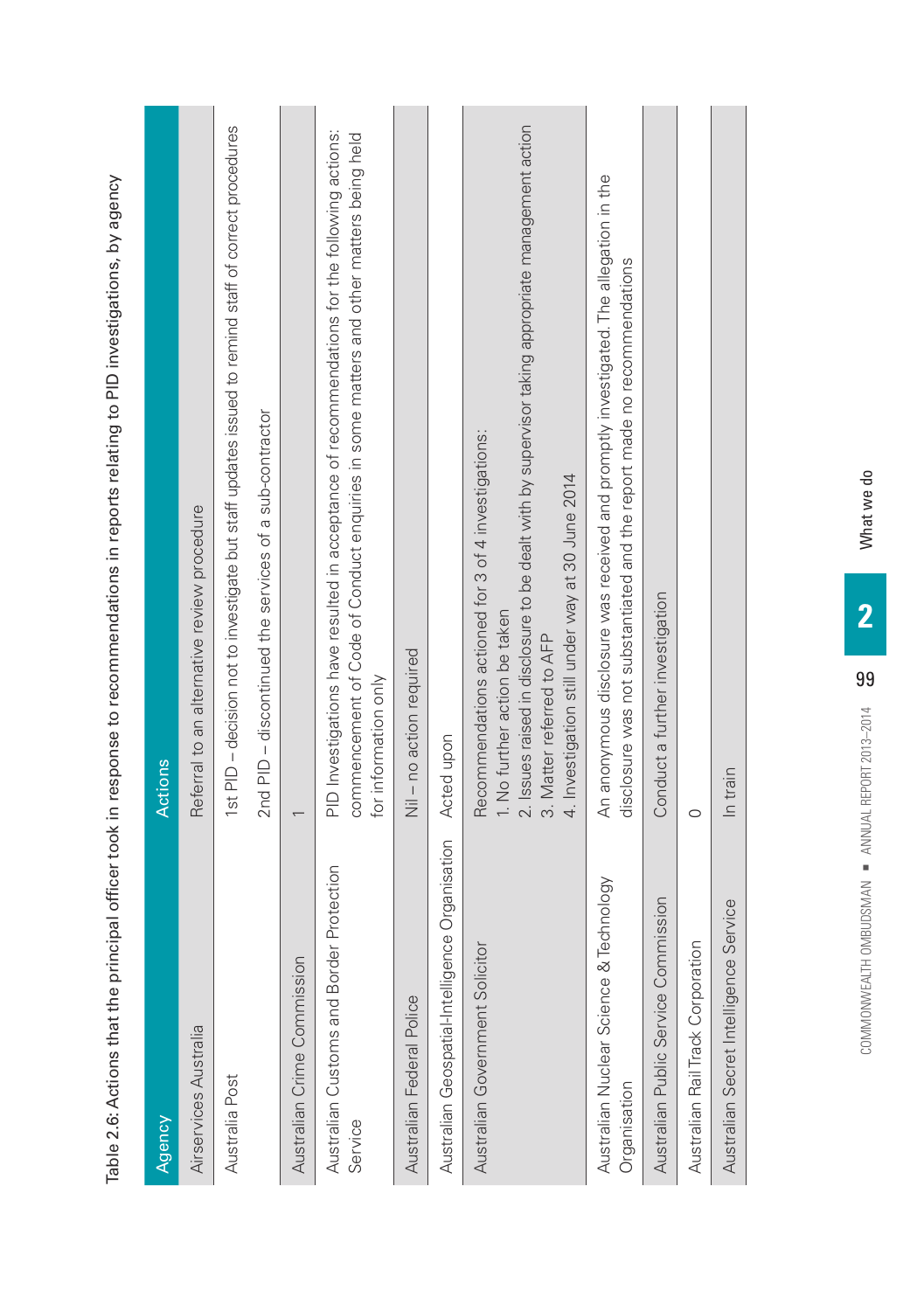Table 2.6: Actions that the principal officer took in response to recommendations in reports relating to PID investigations, by agency

| Agency | Actions |
| --- | --- |
| Airservices Australia | Referral to an alternative review procedure |
| Australia Post | 1st PID – decision not to investigate but staff updates issued to remind staff of correct procedures<br>2nd PID – discontinued the services of a sub-contractor |
| Australian Crime Commission | 1 |
| Australian Customs and Border Protection Service | PID Investigations have resulted in acceptance of recommendations for the following actions: commencement of Code of Conduct enquiries in some matters and other matters being held for information only |
| Australian Federal Police | Nil – no action required |
| Australian Geospatial-Intelligence Organisation | Acted upon |
| Australian Government Solicitor | Recommendations actioned for 3 of 4 investigations:<br>1. No further action be taken<br>2. Issues raised in disclosure to be dealt with by supervisor taking appropriate management action<br>3. Matter referred to AFP<br>4. Investigation still under way at 30 June 2014 |
| Australian Nuclear Science & Technology Organisation | An anonymous disclosure was received and promptly investigated. The allegation in the disclosure was not substantiated and the report made no recommendations |
| Australian Public Service Commission | Conduct a further investigation |
| Australian Rail Track Corporation | 0 |
| Australian Secret Intelligence Service | In train |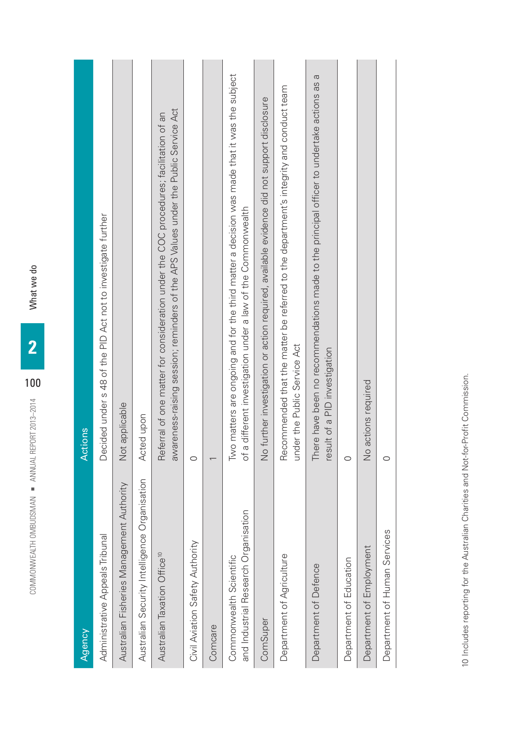| Agency | Actions |
| --- | --- |
| Administrative Appeals Tribunal | Decided under s 48 of the PID Act not to investigate further |
| Australian Fisheries Management Authority | Not applicable |
| Australian Security Intelligence Organisation | Acted upon |
| Australian Taxation Office[10] | Referral of one matter for consideration under the COC procedures; facilitation of an awareness-raising session; reminders of the APS Values under the Public Service Act |
| Civil Aviation Safety Authority | 0 |
| Comcare | 1 |
| Commonwealth Scientific and Industrial Research Organisation | Two matters are ongoing and for the third matter a decision was made that it was the subject of a different investigation under a law of the Commonwealth |
| ComSuper | No further investigation or action required, available evidence did not support disclosure |
| Department of Agriculture | Recommended that the matter be referred to the department's integrity and conduct team under the Public Service Act |
| Department of Defence | There have been no recommendations made to the principal officer to undertake actions as a result of a PID investigation |
| Department of Education | 0 |
| Department of Employment | No actions required |
| Department of Human Services | 0 |

10 Includes reporting for the Australian Charities and Not-for-Profit Commission.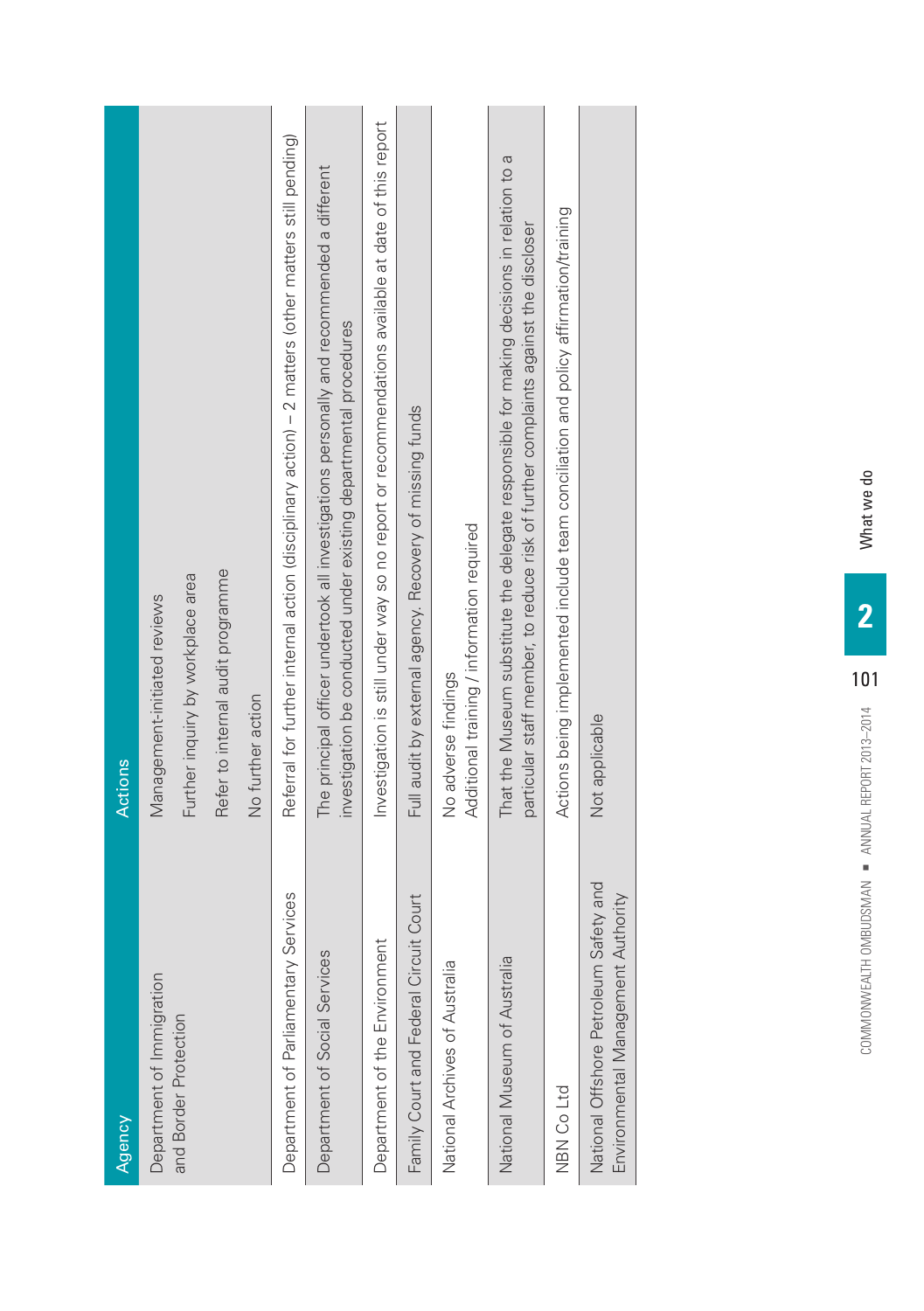| Agency | Actions |
|---|---|
| Department of Immigration and Border Protection | Management-initiated reviews<br>Further inquiry by workplace area<br>Refer to internal audit programme<br>No further action |
| Department of Parliamentary Services | Referral for further internal action (disciplinary action) – 2 matters (other matters still pending) |
| Department of Social Services | The principal officer undertook all investigations personally and recommended a different investigation be conducted under existing departmental procedures |
| Department of the Environment | Investigation is still under way so no report or recommendations available at date of this report |
| Family Court and Federal Circuit Court | Full audit by external agency. Recovery of missing funds |
| National Archives of Australia | No adverse findings<br>Additional training / information required |
| National Museum of Australia | That the Museum substitute the delegate responsible for making decisions in relation to a particular staff member, to reduce risk of further complaints against the discloser |
| NBN Co Ltd | Actions being implemented include team conciliation and policy affirmation/training |
| National Offshore Petroleum Safety and Environmental Management Authority | Not applicable |